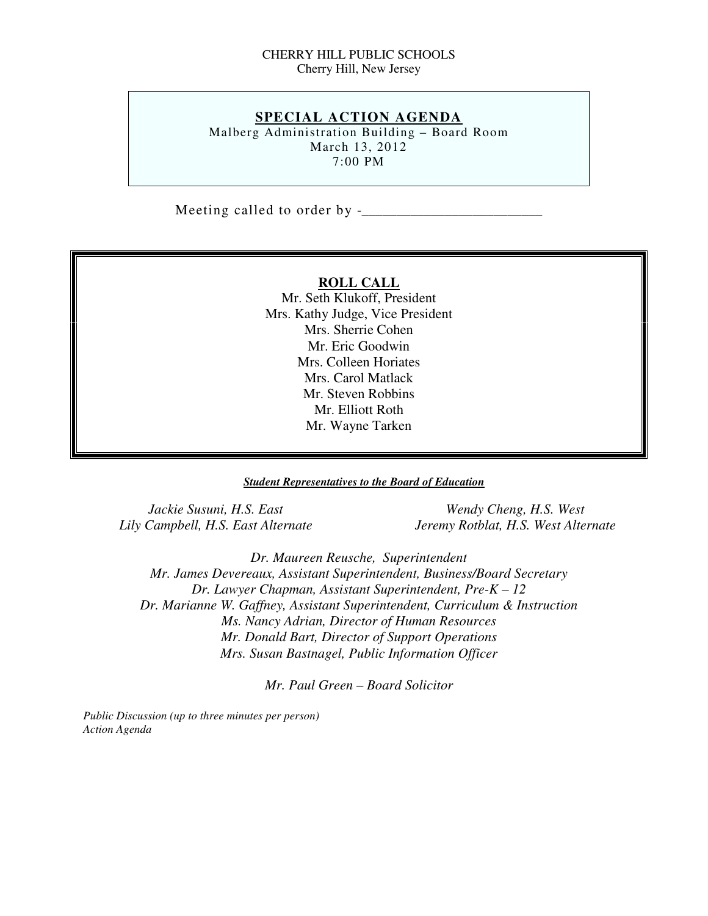CHERRY HILL PUBLIC SCHOOLS
Cherry Hill, New Jersey

# SPECIAL ACTION AGENDA

Malberg Administration Building – Board Room
March 13, 2012
7:00 PM

Meeting called to order by -_________________________

## ROLL CALL

Mr. Seth Klukoff, President
Mrs. Kathy Judge, Vice President
Mrs. Sherrie Cohen
Mr. Eric Goodwin
Mrs. Colleen Horiates
Mrs. Carol Matlack
Mr. Steven Robbins
Mr. Elliott Roth
Mr. Wayne Tarken

***Student Representatives to the Board of Education***

*Jackie Susuni, H.S. East*
*Lily Campbell, H.S. East Alternate*

*Wendy Cheng, H.S. West*
*Jeremy Rotblat, H.S. West Alternate*

*Dr. Maureen Reusche, Superintendent*
*Mr. James Devereaux, Assistant Superintendent, Business/Board Secretary*
*Dr. Lawyer Chapman, Assistant Superintendent, Pre-K – 12*
*Dr. Marianne W. Gaffney, Assistant Superintendent, Curriculum & Instruction*
*Ms. Nancy Adrian, Director of Human Resources*
*Mr. Donald Bart, Director of Support Operations*
*Mrs. Susan Bastnagel, Public Information Officer*

*Mr. Paul Green – Board Solicitor*

*Public Discussion (up to three minutes per person)*
*Action Agenda*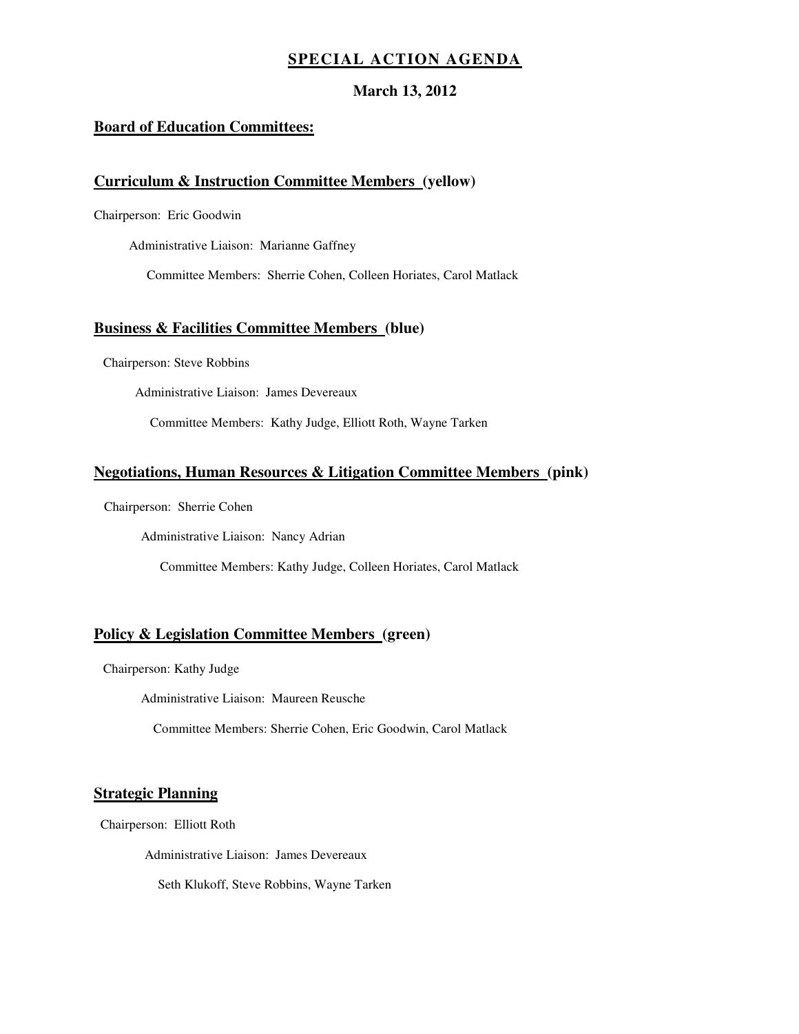# SPECIAL ACTION AGENDA

**March 13, 2012**

## Board of Education Committees:

### Curriculum & Instruction Committee Members (yellow)

Chairperson: Eric Goodwin

Administrative Liaison: Marianne Gaffney

Committee Members: Sherrie Cohen, Colleen Horiates, Carol Matlack

### Business & Facilities Committee Members (blue)

Chairperson: Steve Robbins

Administrative Liaison: James Devereaux

Committee Members: Kathy Judge, Elliott Roth, Wayne Tarken

### Negotiations, Human Resources & Litigation Committee Members (pink)

Chairperson: Sherrie Cohen

Administrative Liaison: Nancy Adrian

Committee Members: Kathy Judge, Colleen Horiates, Carol Matlack

### Policy & Legislation Committee Members (green)

Chairperson: Kathy Judge

Administrative Liaison: Maureen Reusche

Committee Members: Sherrie Cohen, Eric Goodwin, Carol Matlack

### Strategic Planning

Chairperson: Elliott Roth

Administrative Liaison: James Devereaux

Seth Klukoff, Steve Robbins, Wayne Tarken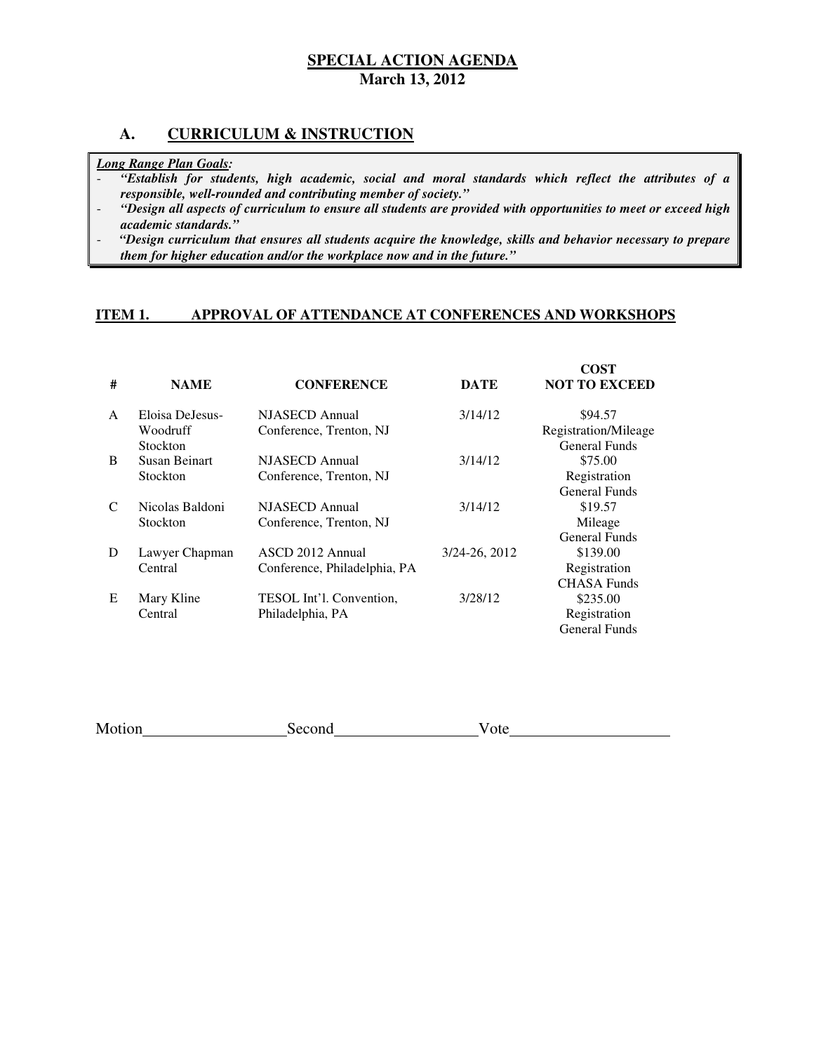# SPECIAL ACTION AGENDA
**March 13, 2012**

## A. CURRICULUM & INSTRUCTION

***Long Range Plan Goals:***
- ***"Establish for students, high academic, social and moral standards which reflect the attributes of a responsible, well-rounded and contributing member of society."***
- ***"Design all aspects of curriculum to ensure all students are provided with opportunities to meet or exceed high academic standards."***
- ***"Design curriculum that ensures all students acquire the knowledge, skills and behavior necessary to prepare them for higher education and/or the workplace now and in the future."***

### ITEM 1. APPROVAL OF ATTENDANCE AT CONFERENCES AND WORKSHOPS

| # | NAME | CONFERENCE | DATE | COST NOT TO EXCEED |
|---|---|---|---|---|
| A | Eloisa DeJesus-Woodruff Stockton | NJASECD Annual Conference, Trenton, NJ | 3/14/12 | \$94.57 Registration/Mileage General Funds |
| B | Susan Beinart Stockton | NJASECD Annual Conference, Trenton, NJ | 3/14/12 | \$75.00 Registration General Funds |
| C | Nicolas Baldoni Stockton | NJASECD Annual Conference, Trenton, NJ | 3/14/12 | \$19.57 Mileage General Funds |
| D | Lawyer Chapman Central | ASCD 2012 Annual Conference, Philadelphia, PA | 3/24-26, 2012 | \$139.00 Registration CHASA Funds |
| E | Mary Kline Central | TESOL Int'l. Convention, Philadelphia, PA | 3/28/12 | \$235.00 Registration General Funds |

Motion\_\_\_\_\_\_\_\_\_\_\_\_\_\_\_\_\_\_ Second\_\_\_\_\_\_\_\_\_\_\_\_\_\_\_\_\_\_ Vote\_\_\_\_\_\_\_\_\_\_\_\_\_\_\_\_\_\_\_\_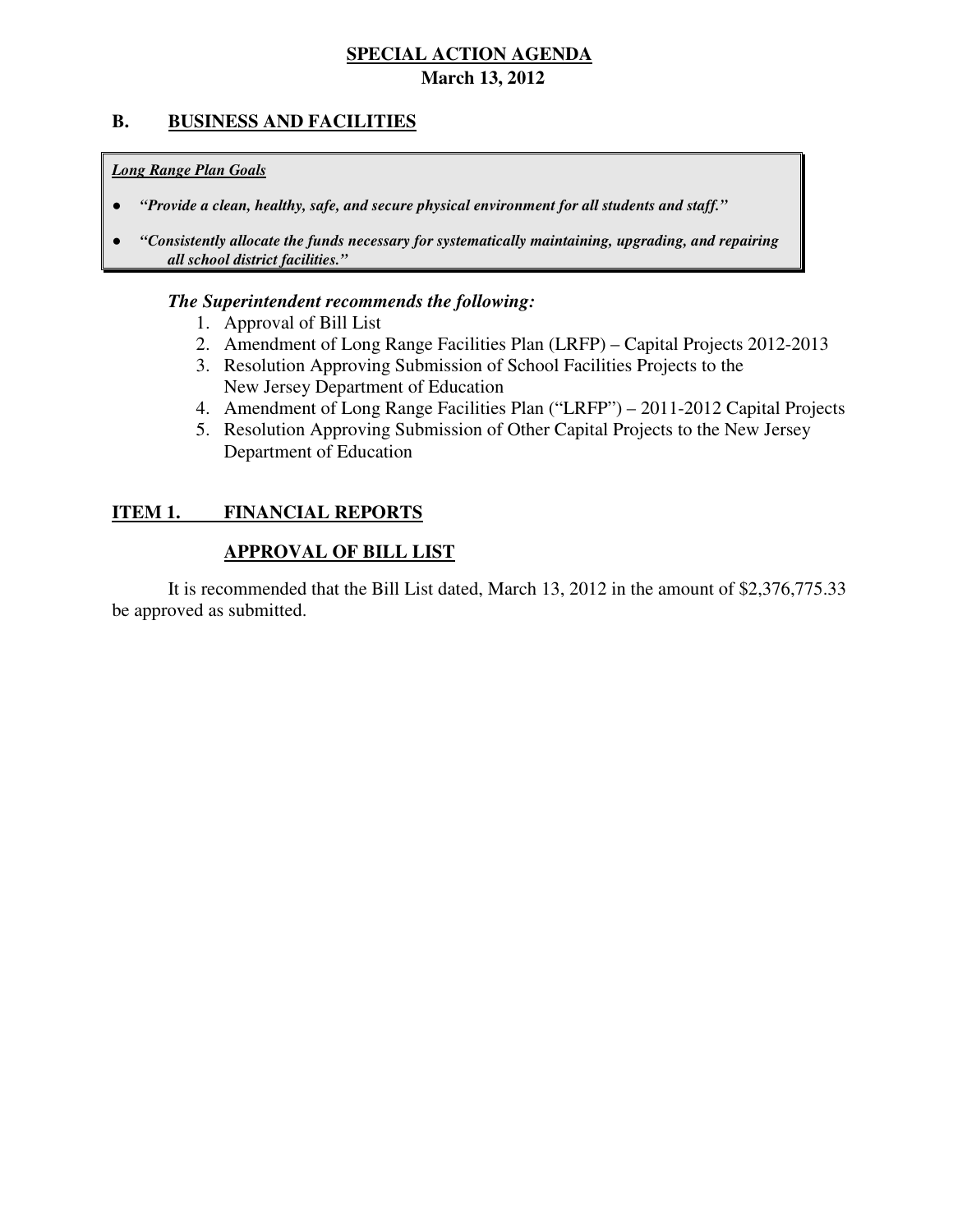**SPECIAL ACTION AGENDA**
**March 13, 2012**

## B. BUSINESS AND FACILITIES

***Long Range Plan Goals***

- ***"Provide a clean, healthy, safe, and secure physical environment for all students and staff."***
- ***"Consistently allocate the funds necessary for systematically maintaining, upgrading, and repairing all school district facilities."***

***The Superintendent recommends the following:***

1. Approval of Bill List
2. Amendment of Long Range Facilities Plan (LRFP) – Capital Projects 2012-2013
3. Resolution Approving Submission of School Facilities Projects to the New Jersey Department of Education
4. Amendment of Long Range Facilities Plan ("LRFP") – 2011-2012 Capital Projects
5. Resolution Approving Submission of Other Capital Projects to the New Jersey Department of Education

## ITEM 1. FINANCIAL REPORTS

### APPROVAL OF BILL LIST

It is recommended that the Bill List dated, March 13, 2012 in the amount of $2,376,775.33 be approved as submitted.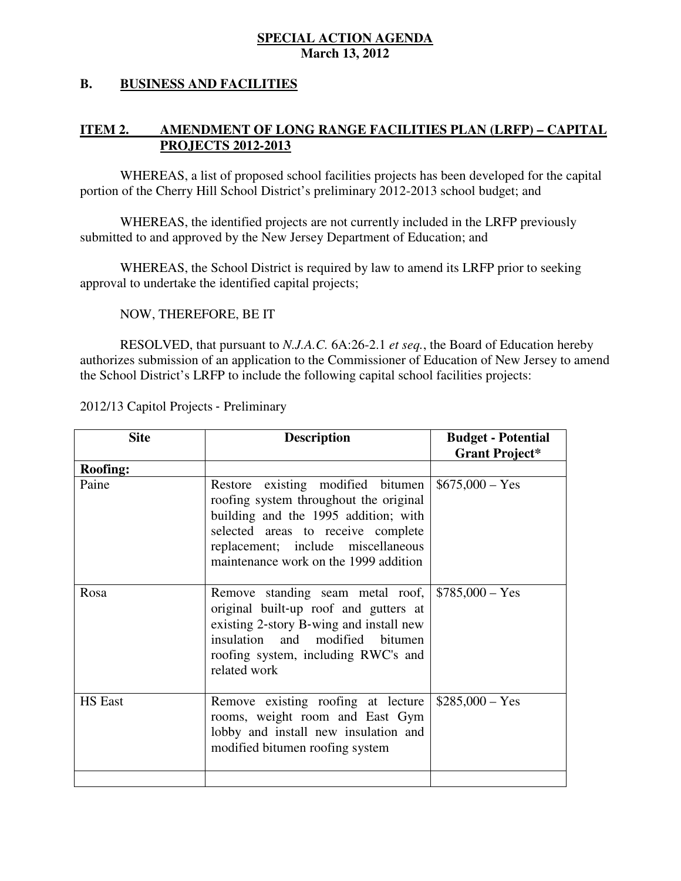**SPECIAL ACTION AGENDA**
**March 13, 2012**

## B. BUSINESS AND FACILITIES

### ITEM 2. AMENDMENT OF LONG RANGE FACILITIES PLAN (LRFP) – CAPITAL PROJECTS 2012-2013

WHEREAS, a list of proposed school facilities projects has been developed for the capital portion of the Cherry Hill School District's preliminary 2012-2013 school budget; and

WHEREAS, the identified projects are not currently included in the LRFP previously submitted to and approved by the New Jersey Department of Education; and

WHEREAS, the School District is required by law to amend its LRFP prior to seeking approval to undertake the identified capital projects;

NOW, THEREFORE, BE IT

RESOLVED, that pursuant to *N.J.A.C.* 6A:26-2.1 *et seq.*, the Board of Education hereby authorizes submission of an application to the Commissioner of Education of New Jersey to amend the School District's LRFP to include the following capital school facilities projects:

2012/13 Capitol Projects - Preliminary

| Site | Description | Budget - Potential Grant Project* |
|---|---|---|
| **Roofing:** | | |
| Paine | Restore existing modified bitumen roofing system throughout the original building and the 1995 addition; with selected areas to receive complete replacement; include miscellaneous maintenance work on the 1999 addition | $675,000 – Yes |
| Rosa | Remove standing seam metal roof, original built-up roof and gutters at existing 2-story B-wing and install new insulation and modified bitumen roofing system, including RWC's and related work | $785,000 – Yes |
| HS East | Remove existing roofing at lecture rooms, weight room and East Gym lobby and install new insulation and modified bitumen roofing system | $285,000 – Yes |
| | | |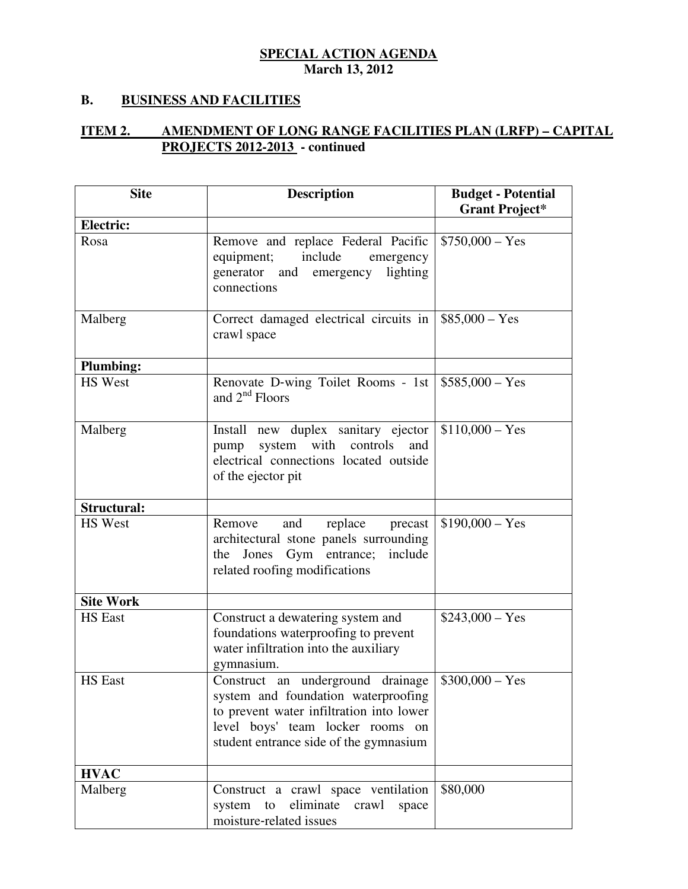**SPECIAL ACTION AGENDA**
**March 13, 2012**

## B. BUSINESS AND FACILITIES

### ITEM 2. AMENDMENT OF LONG RANGE FACILITIES PLAN (LRFP) – CAPITAL PROJECTS 2012-2013 - continued

| Site | Description | Budget - Potential Grant Project* |
|---|---|---|
| **Electric:** | | |
| Rosa | Remove and replace Federal Pacific equipment; include emergency generator and emergency lighting connections | $750,000 – Yes |
| Malberg | Correct damaged electrical circuits in crawl space | $85,000 – Yes |
| **Plumbing:** | | |
| HS West | Renovate D-wing Toilet Rooms - 1st and 2nd Floors | $585,000 – Yes |
| Malberg | Install new duplex sanitary ejector pump system with controls and electrical connections located outside of the ejector pit | $110,000 – Yes |
| **Structural:** | | |
| HS West | Remove and replace precast architectural stone panels surrounding the Jones Gym entrance; include related roofing modifications | $190,000 – Yes |
| **Site Work** | | |
| HS East | Construct a dewatering system and foundations waterproofing to prevent water infiltration into the auxiliary gymnasium. | $243,000 – Yes |
| HS East | Construct an underground drainage system and foundation waterproofing to prevent water infiltration into lower level boys' team locker rooms on student entrance side of the gymnasium | $300,000 – Yes |
| **HVAC** | | |
| Malberg | Construct a crawl space ventilation system to eliminate crawl space moisture-related issues | $80,000 |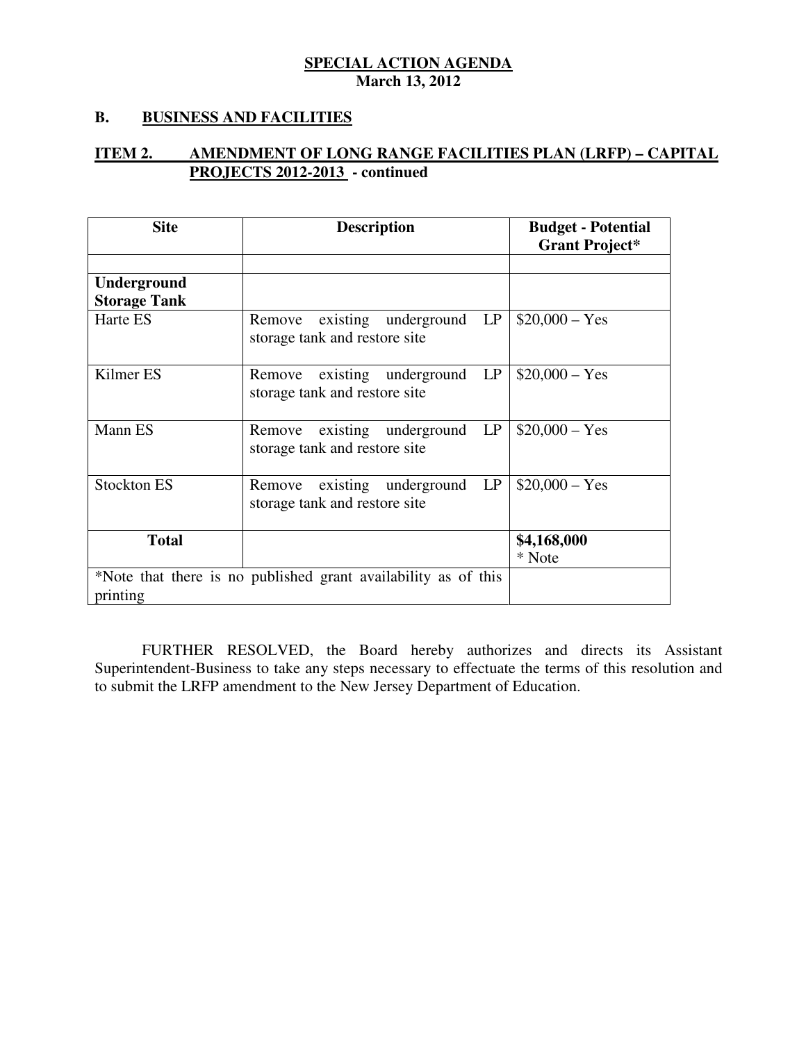**SPECIAL ACTION AGENDA**
**March 13, 2012**

## B. BUSINESS AND FACILITIES

### ITEM 2. AMENDMENT OF LONG RANGE FACILITIES PLAN (LRFP) – CAPITAL PROJECTS 2012-2013 - continued

| Site | Description | Budget - Potential Grant Project* |
|---|---|---|
| | | |
| **Underground Storage Tank** | | |
| Harte ES | Remove existing underground LP storage tank and restore site | $20,000 – Yes |
| Kilmer ES | Remove existing underground LP storage tank and restore site | $20,000 – Yes |
| Mann ES | Remove existing underground LP storage tank and restore site | $20,000 – Yes |
| Stockton ES | Remove existing underground LP storage tank and restore site | $20,000 – Yes |
| **Total** | | **$4,168,000** * Note |
| *Note that there is no published grant availability as of this printing | | |

FURTHER RESOLVED, the Board hereby authorizes and directs its Assistant Superintendent-Business to take any steps necessary to effectuate the terms of this resolution and to submit the LRFP amendment to the New Jersey Department of Education.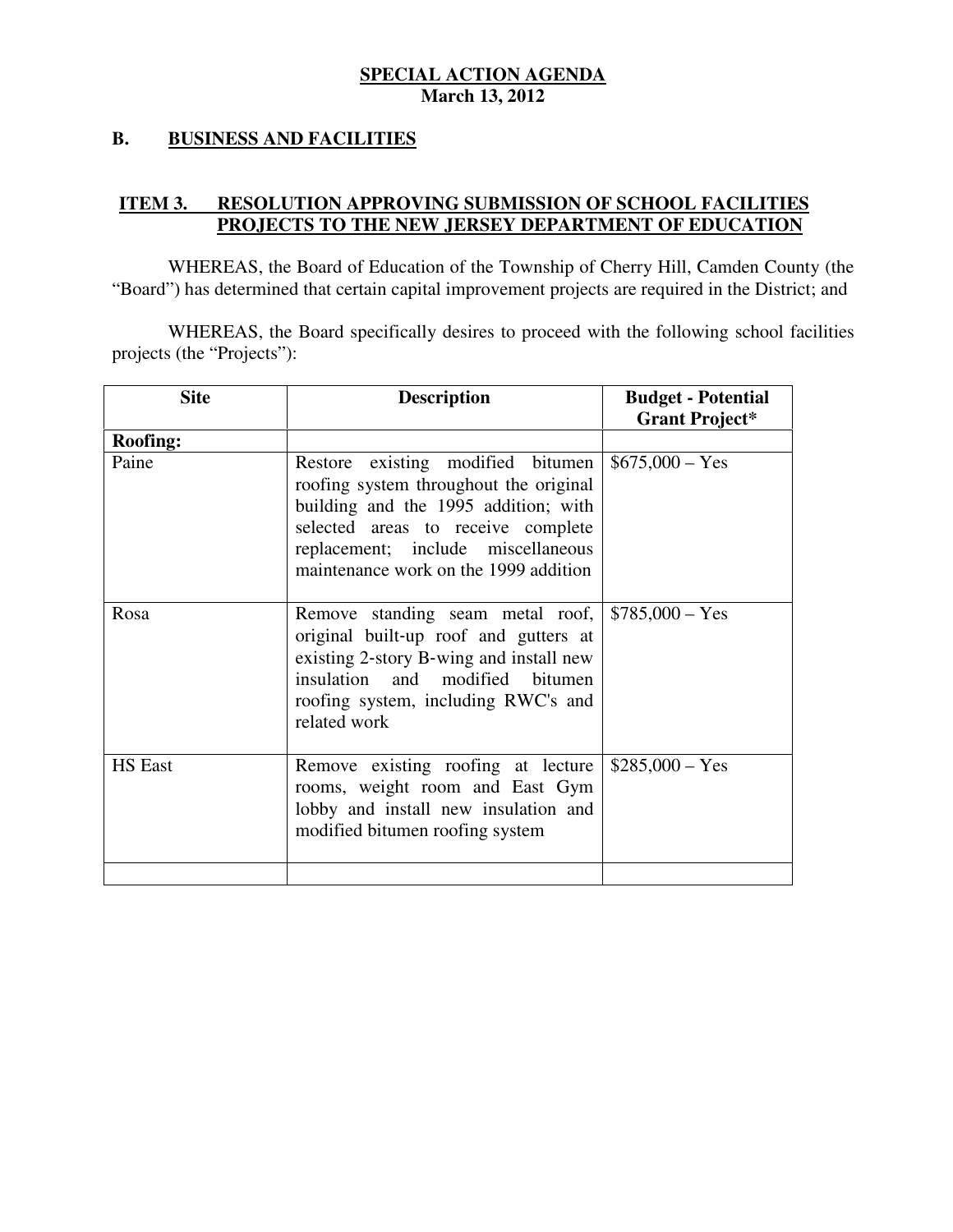**SPECIAL ACTION AGENDA**
**March 13, 2012**

## B. BUSINESS AND FACILITIES

### ITEM 3. RESOLUTION APPROVING SUBMISSION OF SCHOOL FACILITIES PROJECTS TO THE NEW JERSEY DEPARTMENT OF EDUCATION

WHEREAS, the Board of Education of the Township of Cherry Hill, Camden County (the "Board") has determined that certain capital improvement projects are required in the District; and

WHEREAS, the Board specifically desires to proceed with the following school facilities projects (the "Projects"):

| Site | Description | Budget - Potential Grant Project* |
|---|---|---|
| **Roofing:** | | |
| Paine | Restore existing modified bitumen roofing system throughout the original building and the 1995 addition; with selected areas to receive complete replacement; include miscellaneous maintenance work on the 1999 addition | $675,000 – Yes |
| Rosa | Remove standing seam metal roof, original built-up roof and gutters at existing 2-story B-wing and install new insulation and modified bitumen roofing system, including RWC's and related work | $785,000 – Yes |
| HS East | Remove existing roofing at lecture rooms, weight room and East Gym lobby and install new insulation and modified bitumen roofing system | $285,000 – Yes |
| | | |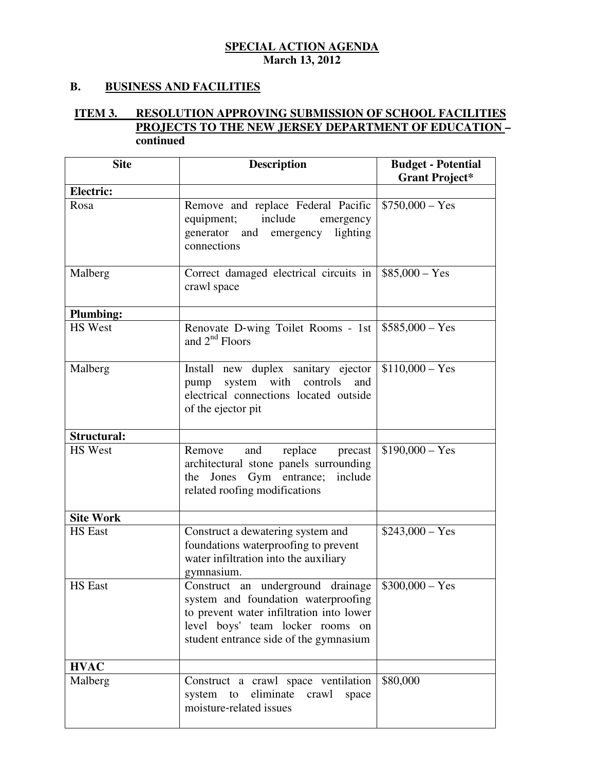**SPECIAL ACTION AGENDA**
**March 13, 2012**

## B. BUSINESS AND FACILITIES

### ITEM 3. RESOLUTION APPROVING SUBMISSION OF SCHOOL FACILITIES PROJECTS TO THE NEW JERSEY DEPARTMENT OF EDUCATION – continued

| Site | Description | Budget - Potential Grant Project* |
|---|---|---|
| **Electric:** | | |
| Rosa | Remove and replace Federal Pacific equipment; include emergency generator and emergency lighting connections | $750,000 – Yes |
| Malberg | Correct damaged electrical circuits in crawl space | $85,000 – Yes |
| **Plumbing:** | | |
| HS West | Renovate D-wing Toilet Rooms - 1st and 2nd Floors | $585,000 – Yes |
| Malberg | Install new duplex sanitary ejector pump system with controls and electrical connections located outside of the ejector pit | $110,000 – Yes |
| **Structural:** | | |
| HS West | Remove and replace precast architectural stone panels surrounding the Jones Gym entrance; include related roofing modifications | $190,000 – Yes |
| **Site Work** | | |
| HS East | Construct a dewatering system and foundations waterproofing to prevent water infiltration into the auxiliary gymnasium. | $243,000 – Yes |
| HS East | Construct an underground drainage system and foundation waterproofing to prevent water infiltration into lower level boys' team locker rooms on student entrance side of the gymnasium | $300,000 – Yes |
| **HVAC** | | |
| Malberg | Construct a crawl space ventilation system to eliminate crawl space moisture-related issues | $80,000 |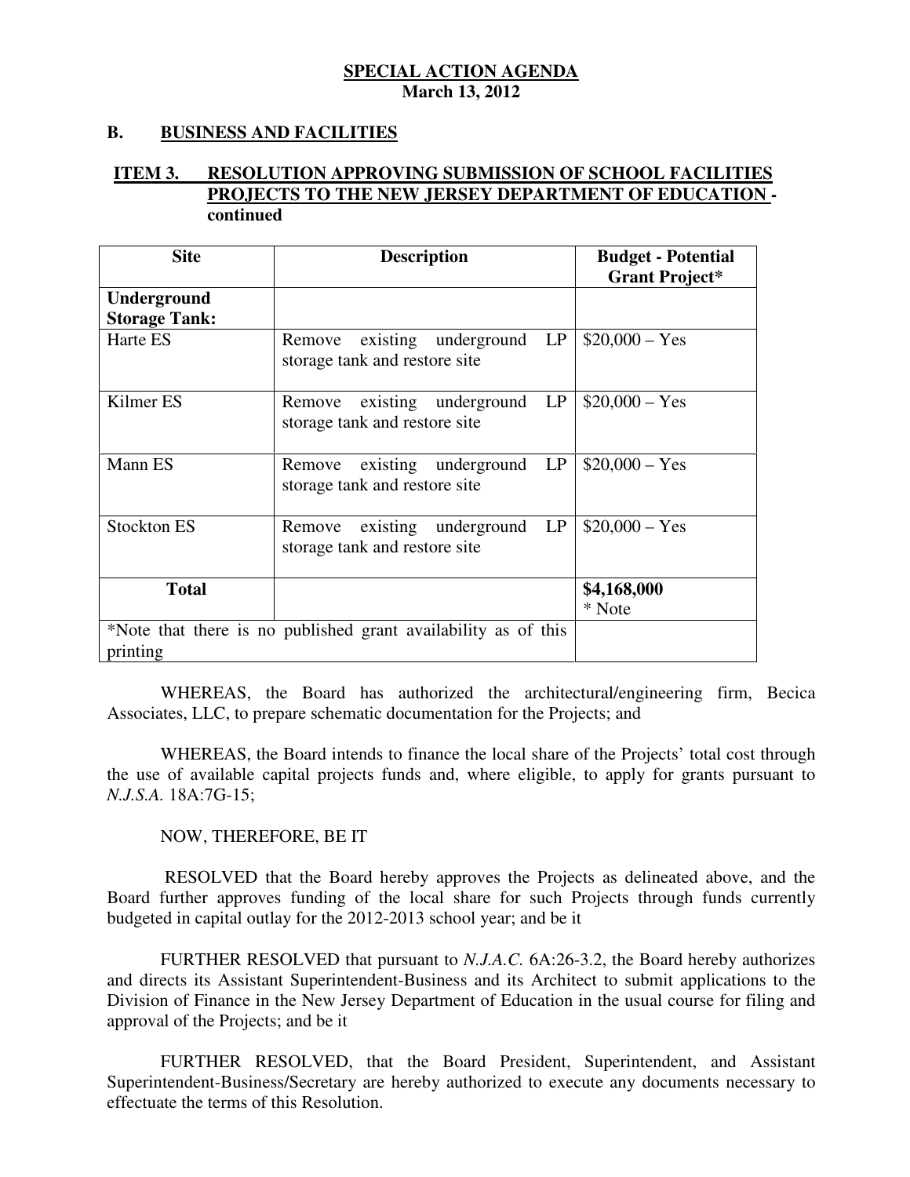**SPECIAL ACTION AGENDA**
**March 13, 2012**

## B. BUSINESS AND FACILITIES

### ITEM 3. RESOLUTION APPROVING SUBMISSION OF SCHOOL FACILITIES PROJECTS TO THE NEW JERSEY DEPARTMENT OF EDUCATION - continued

| Site | Description | Budget - Potential Grant Project* |
|---|---|---|
| **Underground Storage Tank:** | | |
| Harte ES | Remove existing underground LP storage tank and restore site | $20,000 – Yes |
| Kilmer ES | Remove existing underground LP storage tank and restore site | $20,000 – Yes |
| Mann ES | Remove existing underground LP storage tank and restore site | $20,000 – Yes |
| Stockton ES | Remove existing underground LP storage tank and restore site | $20,000 – Yes |
| **Total** | | **$4,168,000** * Note |
| *Note that there is no published grant availability as of this printing | | |

WHEREAS, the Board has authorized the architectural/engineering firm, Becica Associates, LLC, to prepare schematic documentation for the Projects; and

WHEREAS, the Board intends to finance the local share of the Projects' total cost through the use of available capital projects funds and, where eligible, to apply for grants pursuant to *N.J.S.A.* 18A:7G-15;

NOW, THEREFORE, BE IT

RESOLVED that the Board hereby approves the Projects as delineated above, and the Board further approves funding of the local share for such Projects through funds currently budgeted in capital outlay for the 2012-2013 school year; and be it

FURTHER RESOLVED that pursuant to *N.J.A.C.* 6A:26-3.2, the Board hereby authorizes and directs its Assistant Superintendent-Business and its Architect to submit applications to the Division of Finance in the New Jersey Department of Education in the usual course for filing and approval of the Projects; and be it

FURTHER RESOLVED, that the Board President, Superintendent, and Assistant Superintendent-Business/Secretary are hereby authorized to execute any documents necessary to effectuate the terms of this Resolution.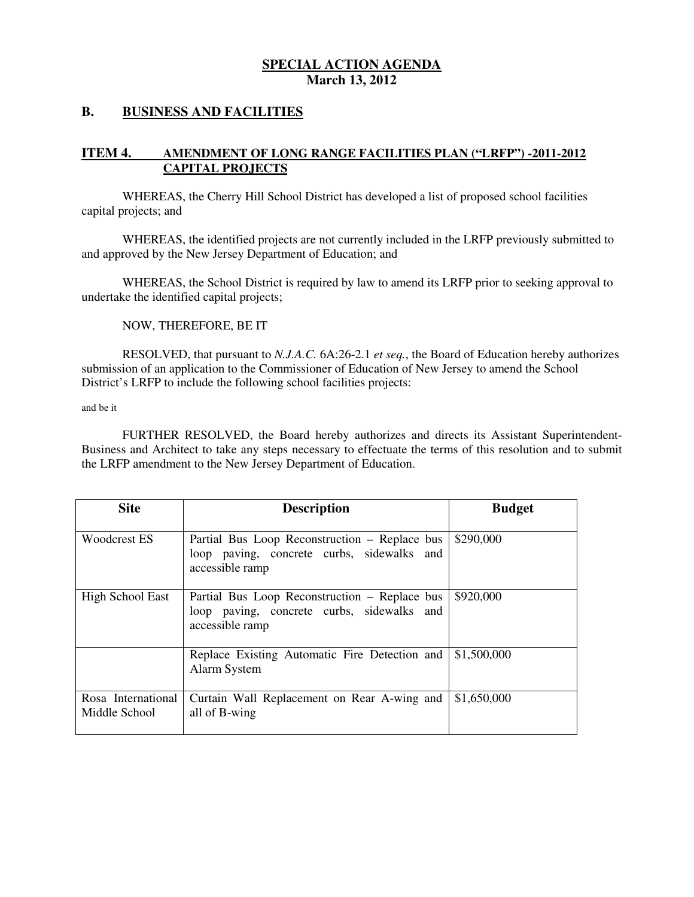**SPECIAL ACTION AGENDA**
**March 13, 2012**

## B. BUSINESS AND FACILITIES

### ITEM 4. AMENDMENT OF LONG RANGE FACILITIES PLAN ("LRFP") -2011-2012 CAPITAL PROJECTS

WHEREAS, the Cherry Hill School District has developed a list of proposed school facilities capital projects; and

WHEREAS, the identified projects are not currently included in the LRFP previously submitted to and approved by the New Jersey Department of Education; and

WHEREAS, the School District is required by law to amend its LRFP prior to seeking approval to undertake the identified capital projects;

NOW, THEREFORE, BE IT

RESOLVED, that pursuant to *N.J.A.C.* 6A:26-2.1 *et seq.*, the Board of Education hereby authorizes submission of an application to the Commissioner of Education of New Jersey to amend the School District's LRFP to include the following school facilities projects:

and be it

FURTHER RESOLVED, the Board hereby authorizes and directs its Assistant Superintendent-Business and Architect to take any steps necessary to effectuate the terms of this resolution and to submit the LRFP amendment to the New Jersey Department of Education.

| Site | Description | Budget |
|---|---|---|
| Woodcrest ES | Partial Bus Loop Reconstruction – Replace bus loop paving, concrete curbs, sidewalks and accessible ramp | \$290,000 |
| High School East | Partial Bus Loop Reconstruction – Replace bus loop paving, concrete curbs, sidewalks and accessible ramp | \$920,000 |
| | Replace Existing Automatic Fire Detection and Alarm System | \$1,500,000 |
| Rosa International Middle School | Curtain Wall Replacement on Rear A-wing and all of B-wing | \$1,650,000 |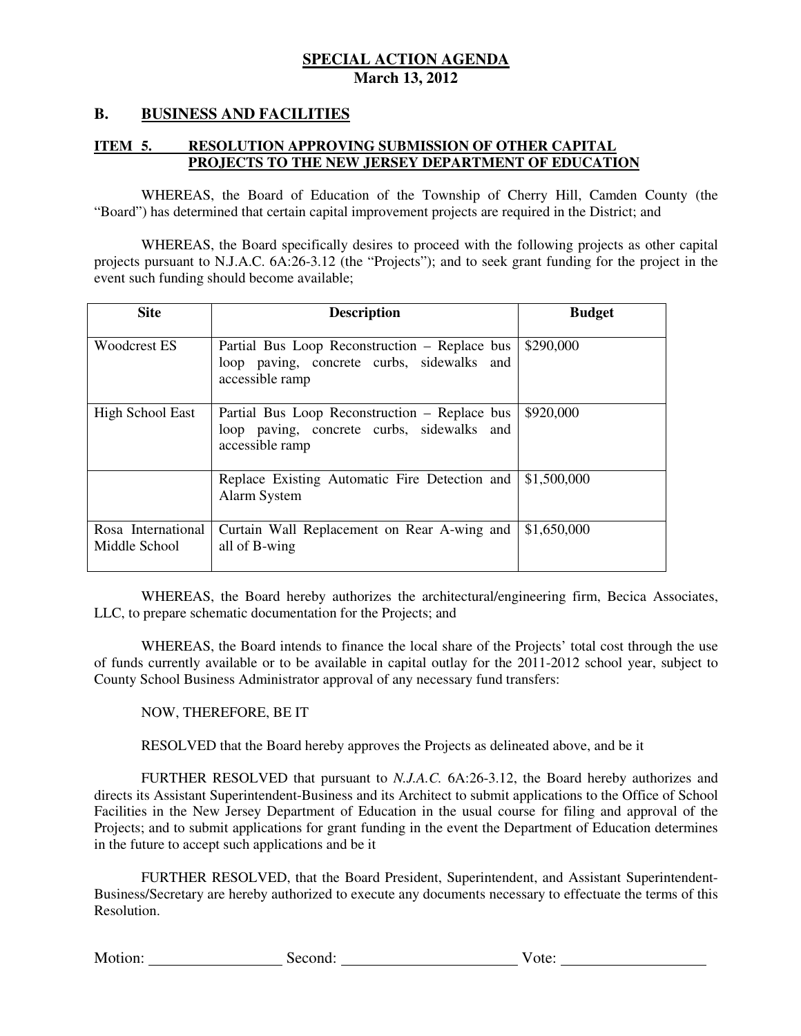**SPECIAL ACTION AGENDA**
**March 13, 2012**

## B. BUSINESS AND FACILITIES

### ITEM 5. RESOLUTION APPROVING SUBMISSION OF OTHER CAPITAL PROJECTS TO THE NEW JERSEY DEPARTMENT OF EDUCATION

WHEREAS, the Board of Education of the Township of Cherry Hill, Camden County (the "Board") has determined that certain capital improvement projects are required in the District; and

WHEREAS, the Board specifically desires to proceed with the following projects as other capital projects pursuant to N.J.A.C. 6A:26-3.12 (the "Projects"); and to seek grant funding for the project in the event such funding should become available;

| Site | Description | Budget |
|---|---|---|
| Woodcrest ES | Partial Bus Loop Reconstruction – Replace bus loop paving, concrete curbs, sidewalks and accessible ramp | $290,000 |
| High School East | Partial Bus Loop Reconstruction – Replace bus loop paving, concrete curbs, sidewalks and accessible ramp | $920,000 |
| | Replace Existing Automatic Fire Detection and Alarm System | $1,500,000 |
| Rosa International Middle School | Curtain Wall Replacement on Rear A-wing and all of B-wing | $1,650,000 |

WHEREAS, the Board hereby authorizes the architectural/engineering firm, Becica Associates, LLC, to prepare schematic documentation for the Projects; and

WHEREAS, the Board intends to finance the local share of the Projects' total cost through the use of funds currently available or to be available in capital outlay for the 2011-2012 school year, subject to County School Business Administrator approval of any necessary fund transfers:

NOW, THEREFORE, BE IT

RESOLVED that the Board hereby approves the Projects as delineated above, and be it

FURTHER RESOLVED that pursuant to *N.J.A.C.* 6A:26-3.12, the Board hereby authorizes and directs its Assistant Superintendent-Business and its Architect to submit applications to the Office of School Facilities in the New Jersey Department of Education in the usual course for filing and approval of the Projects; and to submit applications for grant funding in the event the Department of Education determines in the future to accept such applications and be it

FURTHER RESOLVED, that the Board President, Superintendent, and Assistant Superintendent-Business/Secretary are hereby authorized to execute any documents necessary to effectuate the terms of this Resolution.

Motion: _________________ Second: _______________________ Vote: ___________________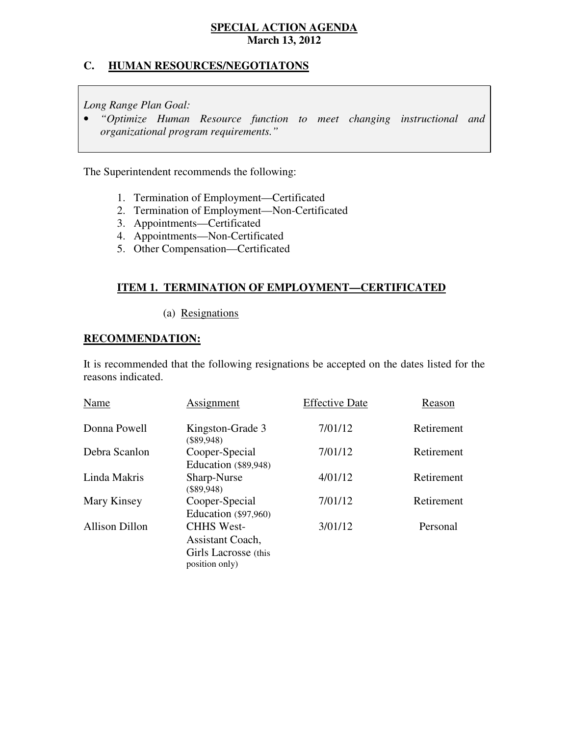**SPECIAL ACTION AGENDA**
**March 13, 2012**

## C. HUMAN RESOURCES/NEGOTIATONS

*Long Range Plan Goal:*

- *"Optimize Human Resource function to meet changing instructional and organizational program requirements."*

The Superintendent recommends the following:

1. Termination of Employment—Certificated
2. Termination of Employment—Non-Certificated
3. Appointments—Certificated
4. Appointments—Non-Certificated
5. Other Compensation—Certificated

### ITEM 1. TERMINATION OF EMPLOYMENT—CERTIFICATED

(a) Resignations

**RECOMMENDATION:**

It is recommended that the following resignations be accepted on the dates listed for the reasons indicated.

| Name | Assignment | Effective Date | Reason |
|---|---|---|---|
| Donna Powell | Kingston-Grade 3 ($89,948) | 7/01/12 | Retirement |
| Debra Scanlon | Cooper-Special Education ($89,948) | 7/01/12 | Retirement |
| Linda Makris | Sharp-Nurse ($89,948) | 4/01/12 | Retirement |
| Mary Kinsey | Cooper-Special Education ($97,960) | 7/01/12 | Retirement |
| Allison Dillon | CHHS West-Assistant Coach, Girls Lacrosse (this position only) | 3/01/12 | Personal |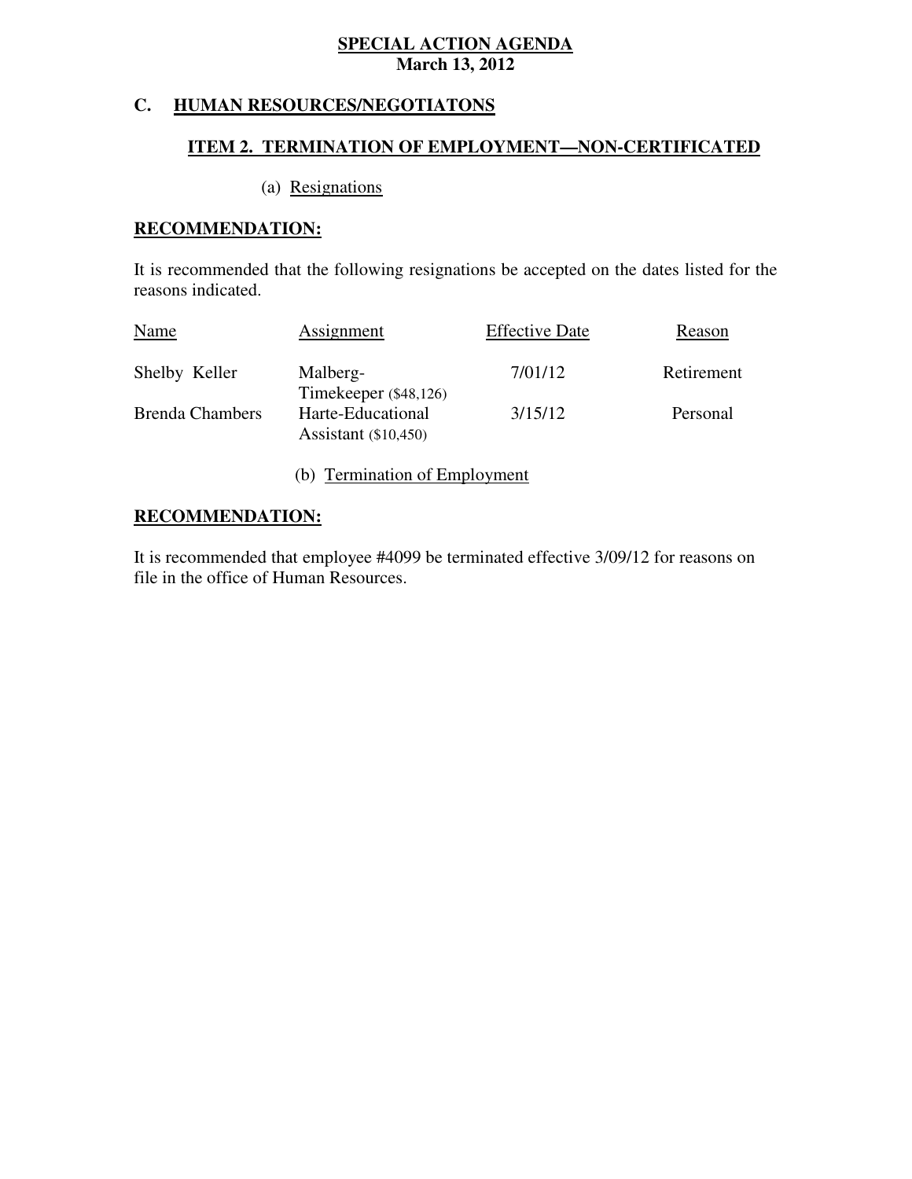**SPECIAL ACTION AGENDA**
**March 13, 2012**

## C. HUMAN RESOURCES/NEGOTIATONS

### ITEM 2. TERMINATION OF EMPLOYMENT—NON-CERTIFICATED

(a) Resignations

**RECOMMENDATION:**

It is recommended that the following resignations be accepted on the dates listed for the reasons indicated.

| Name | Assignment | Effective Date | Reason |
|---|---|---|---|
| Shelby Keller | Malberg-Timekeeper ($48,126) | 7/01/12 | Retirement |
| Brenda Chambers | Harte-Educational Assistant ($10,450) | 3/15/12 | Personal |

(b) Termination of Employment

**RECOMMENDATION:**

It is recommended that employee #4099 be terminated effective 3/09/12 for reasons on file in the office of Human Resources.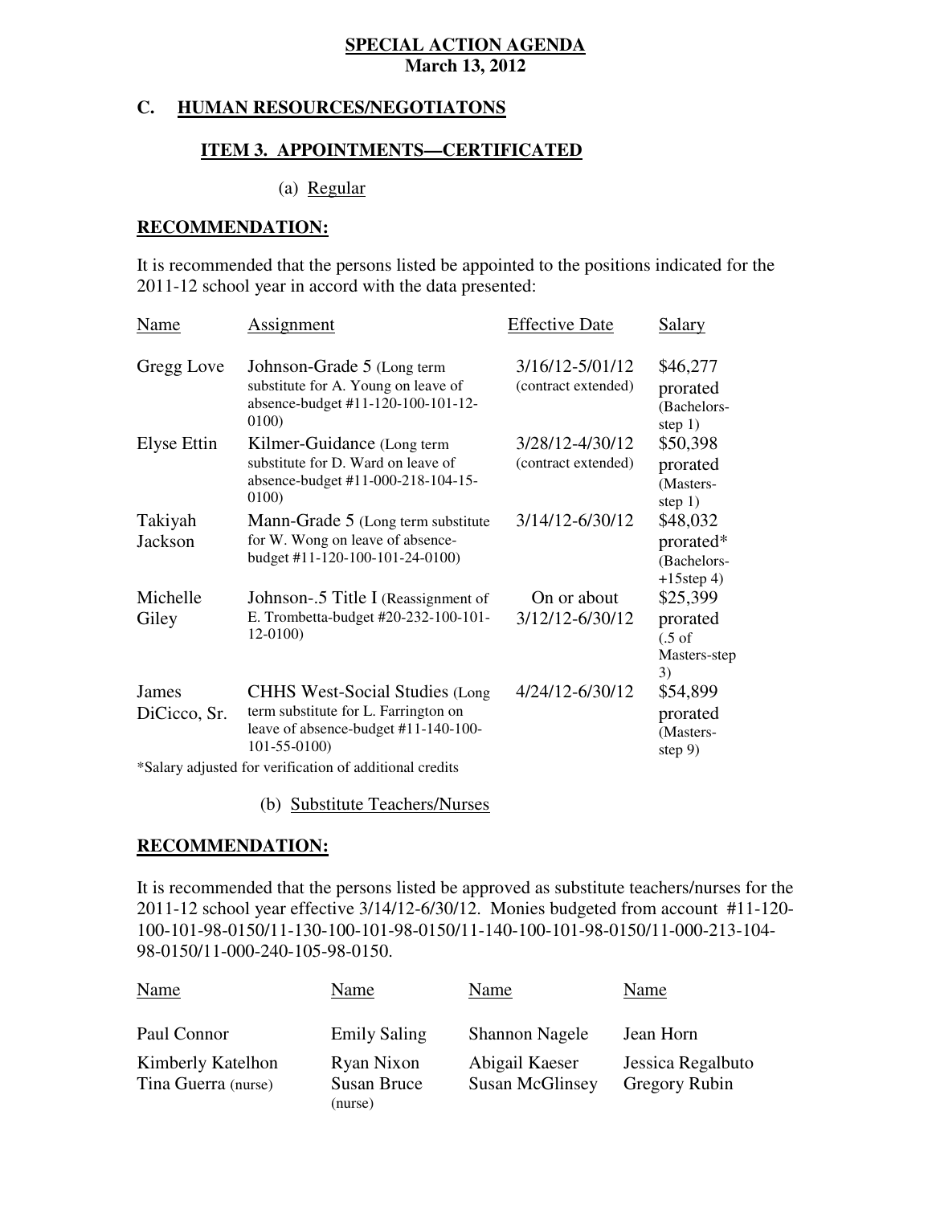**SPECIAL ACTION AGENDA**
**March 13, 2012**

## C. HUMAN RESOURCES/NEGOTIATONS

### ITEM 3. APPOINTMENTS—CERTIFICATED

(a) Regular

**RECOMMENDATION:**

It is recommended that the persons listed be appointed to the positions indicated for the 2011-12 school year in accord with the data presented:

| Name | Assignment | Effective Date | Salary |
|---|---|---|---|
| Gregg Love | Johnson-Grade 5 (Long term substitute for A. Young on leave of absence-budget #11-120-100-101-12-0100) | 3/16/12-5/01/12 (contract extended) | $46,277 prorated (Bachelors-step 1) |
| Elyse Ettin | Kilmer-Guidance (Long term substitute for D. Ward on leave of absence-budget #11-000-218-104-15-0100) | 3/28/12-4/30/12 (contract extended) | $50,398 prorated (Masters-step 1) |
| Takiyah Jackson | Mann-Grade 5 (Long term substitute for W. Wong on leave of absence-budget #11-120-100-101-24-0100) | 3/14/12-6/30/12 | $48,032 prorated* (Bachelors-+15step 4) |
| Michelle Giley | Johnson-.5 Title I (Reassignment of E. Trombetta-budget #20-232-100-101-12-0100) | On or about 3/12/12-6/30/12 | $25,399 prorated (.5 of Masters-step 3) |
| James DiCicco, Sr. | CHHS West-Social Studies (Long term substitute for L. Farrington on leave of absence-budget #11-140-100-101-55-0100) | 4/24/12-6/30/12 | $54,899 prorated (Masters-step 9) |

*Salary adjusted for verification of additional credits

(b) Substitute Teachers/Nurses

**RECOMMENDATION:**

It is recommended that the persons listed be approved as substitute teachers/nurses for the 2011-12 school year effective 3/14/12-6/30/12. Monies budgeted from account #11-120-100-101-98-0150/11-130-100-101-98-0150/11-140-100-101-98-0150/11-000-213-104-98-0150/11-000-240-105-98-0150.

| Name | Name | Name | Name |
|---|---|---|---|
| Paul Connor | Emily Saling | Shannon Nagele | Jean Horn |
| Kimberly Katelhon | Ryan Nixon | Abigail Kaeser | Jessica Regalbuto |
| Tina Guerra (nurse) | Susan Bruce (nurse) | Susan McGlinsey | Gregory Rubin |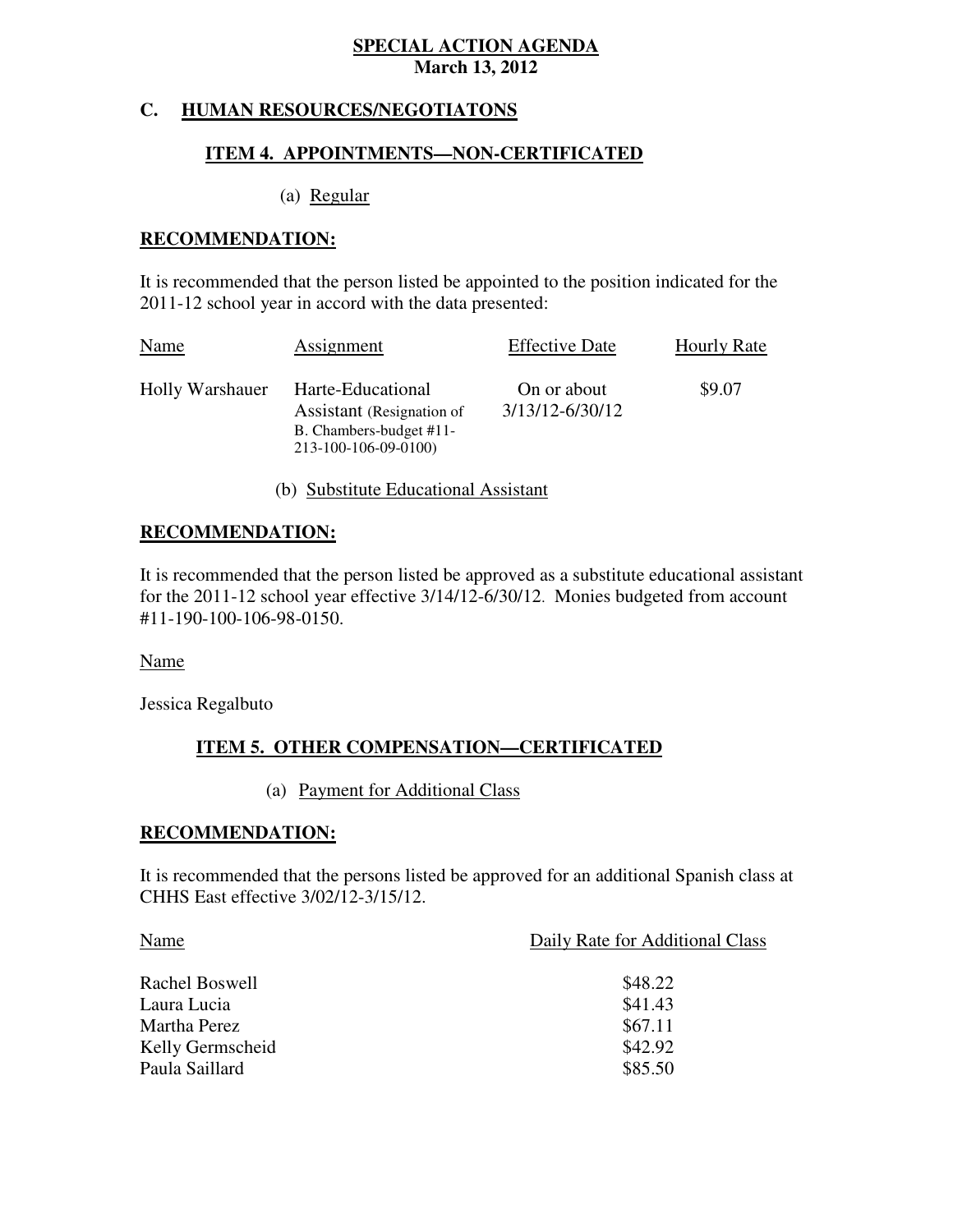**SPECIAL ACTION AGENDA**
**March 13, 2012**

## C. HUMAN RESOURCES/NEGOTIATONS

### ITEM 4. APPOINTMENTS—NON-CERTIFICATED

(a) Regular

**RECOMMENDATION:**

It is recommended that the person listed be appointed to the position indicated for the 2011-12 school year in accord with the data presented:

| Name | Assignment | Effective Date | Hourly Rate |
|---|---|---|---|
| Holly Warshauer | Harte-Educational Assistant (Resignation of B. Chambers-budget #11-213-100-106-09-0100) | On or about 3/13/12-6/30/12 | $9.07 |

(b) Substitute Educational Assistant

**RECOMMENDATION:**

It is recommended that the person listed be approved as a substitute educational assistant for the 2011-12 school year effective 3/14/12-6/30/12. Monies budgeted from account #11-190-100-106-98-0150.

Name

Jessica Regalbuto

### ITEM 5. OTHER COMPENSATION—CERTIFICATED

(a) Payment for Additional Class

**RECOMMENDATION:**

It is recommended that the persons listed be approved for an additional Spanish class at CHHS East effective 3/02/12-3/15/12.

| Name | Daily Rate for Additional Class |
|---|---|
| Rachel Boswell | $48.22 |
| Laura Lucia | $41.43 |
| Martha Perez | $67.11 |
| Kelly Germscheid | $42.92 |
| Paula Saillard | $85.50 |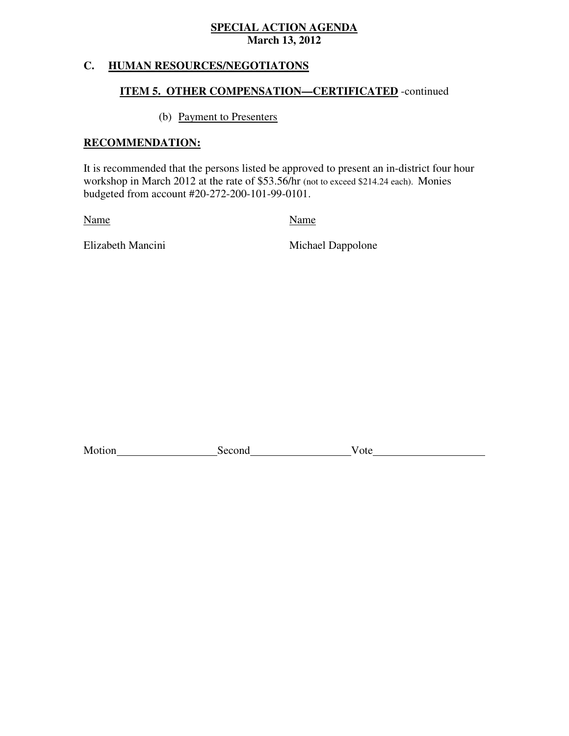**SPECIAL ACTION AGENDA**
**March 13, 2012**

## C. HUMAN RESOURCES/NEGOTIATONS

### ITEM 5. OTHER COMPENSATION—CERTIFICATED -continued

(b) Payment to Presenters

**RECOMMENDATION:**

It is recommended that the persons listed be approved to present an in-district four hour workshop in March 2012 at the rate of $53.56/hr (not to exceed $214.24 each). Monies budgeted from account #20-272-200-101-99-0101.

| Name | Name |
|---|---|
| Elizabeth Mancini | Michael Dappolone |

Motion__________________ Second__________________ Vote____________________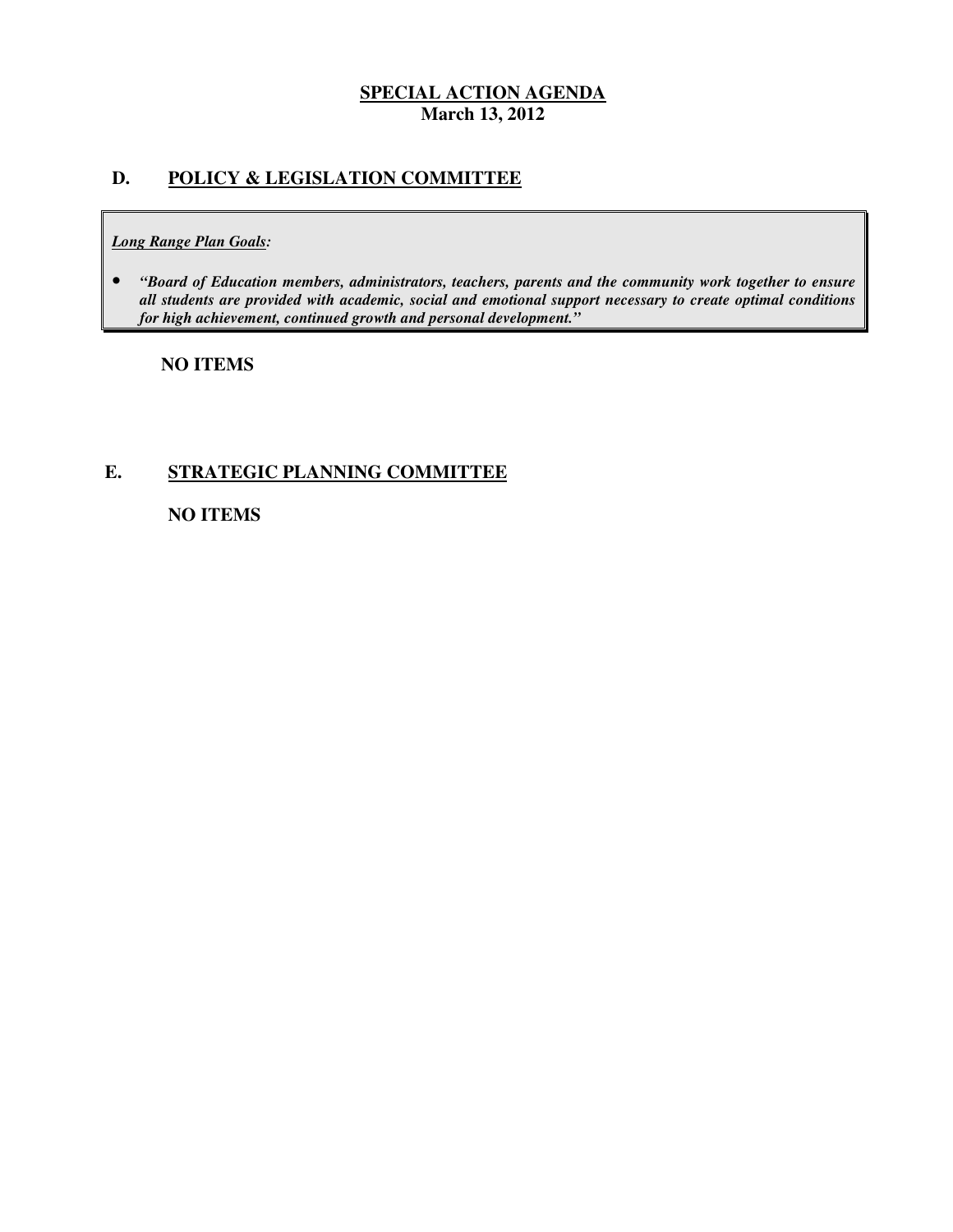**SPECIAL ACTION AGENDA**
**March 13, 2012**

## D. POLICY & LEGISLATION COMMITTEE

***Long Range Plan Goals:***

- ***"Board of Education members, administrators, teachers, parents and the community work together to ensure all students are provided with academic, social and emotional support necessary to create optimal conditions for high achievement, continued growth and personal development."***

**NO ITEMS**

## E. STRATEGIC PLANNING COMMITTEE

**NO ITEMS**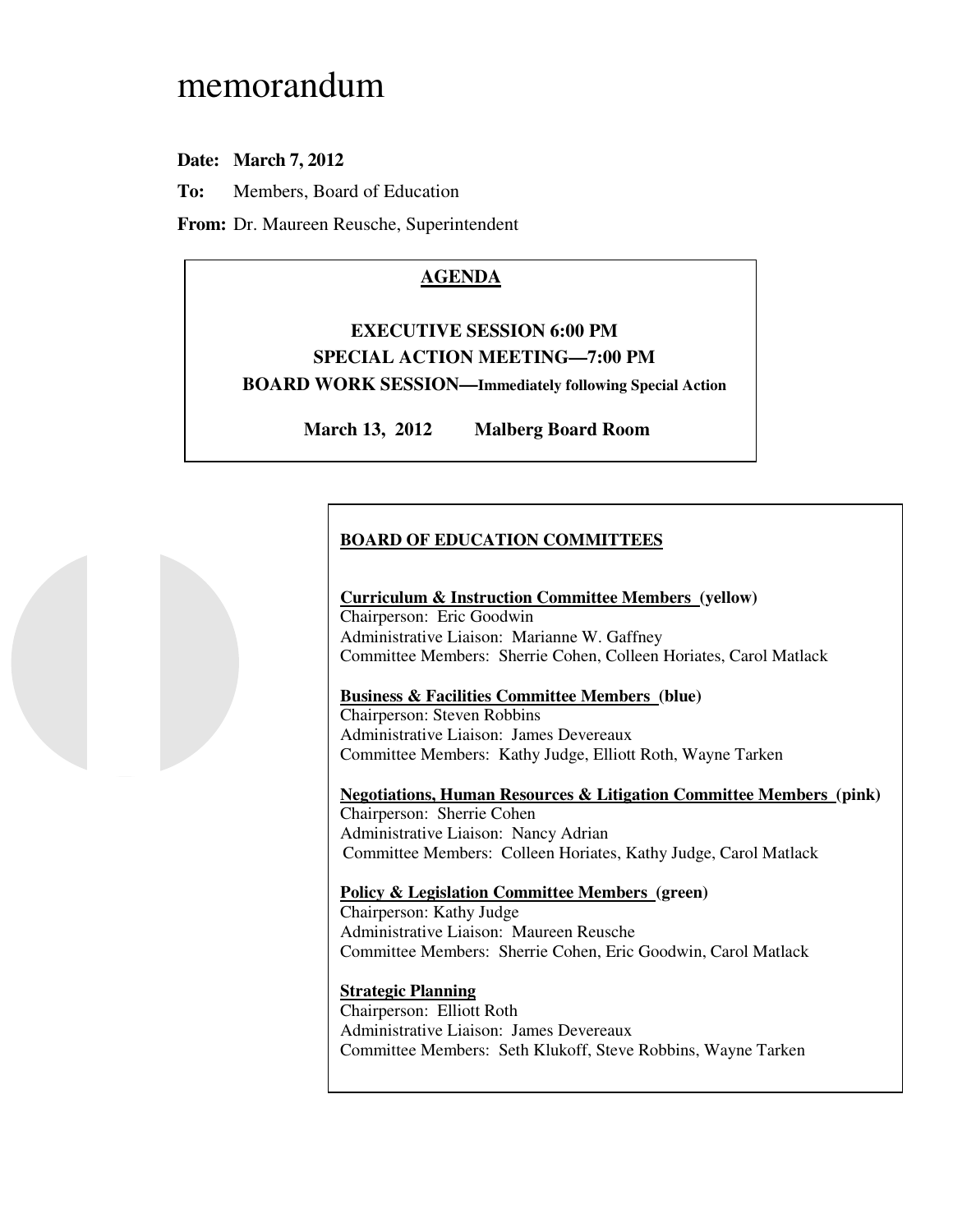# memorandum

**Date: March 7, 2012**

**To:** Members, Board of Education

**From:** Dr. Maureen Reusche, Superintendent

**AGENDA**

**EXECUTIVE SESSION 6:00 PM**

**SPECIAL ACTION MEETING—7:00 PM**

**BOARD WORK SESSION—Immediately following Special Action**

**March 13, 2012 Malberg Board Room**

**BOARD OF EDUCATION COMMITTEES**

**Curriculum & Instruction Committee Members (yellow)**
Chairperson: Eric Goodwin
Administrative Liaison: Marianne W. Gaffney
Committee Members: Sherrie Cohen, Colleen Horiates, Carol Matlack

**Business & Facilities Committee Members (blue)**
Chairperson: Steven Robbins
Administrative Liaison: James Devereaux
Committee Members: Kathy Judge, Elliott Roth, Wayne Tarken

**Negotiations, Human Resources & Litigation Committee Members (pink)**
Chairperson: Sherrie Cohen
Administrative Liaison: Nancy Adrian
Committee Members: Colleen Horiates, Kathy Judge, Carol Matlack

**Policy & Legislation Committee Members (green)**
Chairperson: Kathy Judge
Administrative Liaison: Maureen Reusche
Committee Members: Sherrie Cohen, Eric Goodwin, Carol Matlack

**Strategic Planning**
Chairperson: Elliott Roth
Administrative Liaison: James Devereaux
Committee Members: Seth Klukoff, Steve Robbins, Wayne Tarken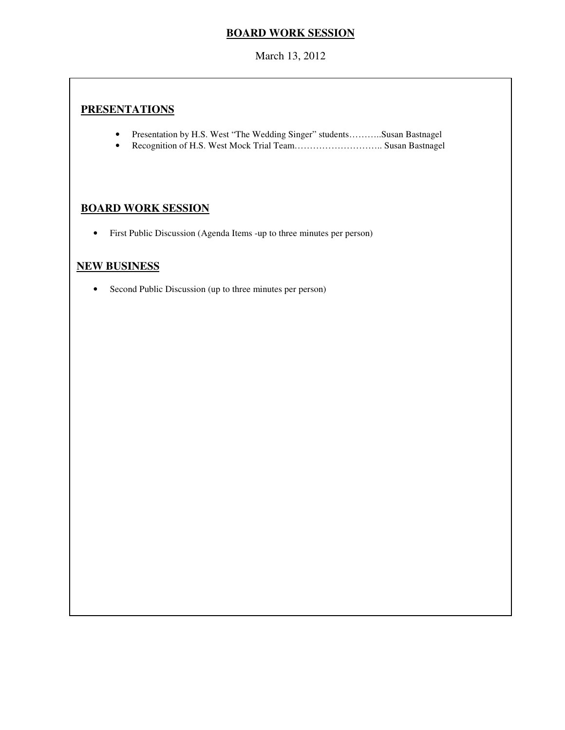# BOARD WORK SESSION

March 13, 2012

## PRESENTATIONS

- Presentation by H.S. West "The Wedding Singer" students………..Susan Bastnagel
- Recognition of H.S. West Mock Trial Team……………………….. Susan Bastnagel

## BOARD WORK SESSION

- First Public Discussion (Agenda Items -up to three minutes per person)

## NEW BUSINESS

- Second Public Discussion (up to three minutes per person)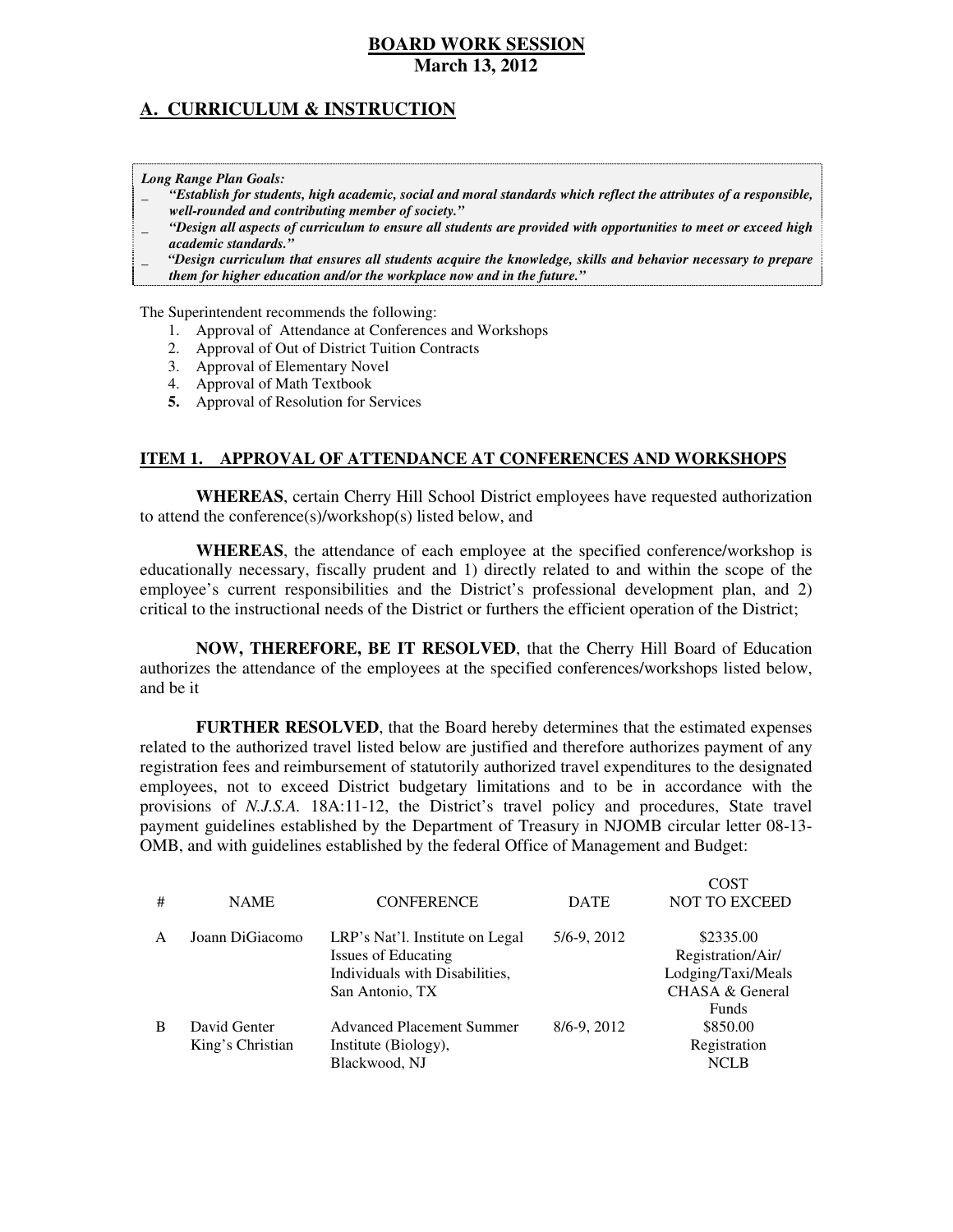**BOARD WORK SESSION**
**March 13, 2012**

## A. CURRICULUM & INSTRUCTION

***Long Range Plan Goals:***
- ***"Establish for students, high academic, social and moral standards which reflect the attributes of a responsible, well-rounded and contributing member of society."***
- ***"Design all aspects of curriculum to ensure all students are provided with opportunities to meet or exceed high academic standards."***
- ***"Design curriculum that ensures all students acquire the knowledge, skills and behavior necessary to prepare them for higher education and/or the workplace now and in the future."***

The Superintendent recommends the following:

1. Approval of Attendance at Conferences and Workshops
2. Approval of Out of District Tuition Contracts
3. Approval of Elementary Novel
4. Approval of Math Textbook
5. Approval of Resolution for Services

### ITEM 1. APPROVAL OF ATTENDANCE AT CONFERENCES AND WORKSHOPS

**WHEREAS**, certain Cherry Hill School District employees have requested authorization to attend the conference(s)/workshop(s) listed below, and

**WHEREAS**, the attendance of each employee at the specified conference/workshop is educationally necessary, fiscally prudent and 1) directly related to and within the scope of the employee's current responsibilities and the District's professional development plan, and 2) critical to the instructional needs of the District or furthers the efficient operation of the District;

**NOW, THEREFORE, BE IT RESOLVED**, that the Cherry Hill Board of Education authorizes the attendance of the employees at the specified conferences/workshops listed below, and be it

**FURTHER RESOLVED**, that the Board hereby determines that the estimated expenses related to the authorized travel listed below are justified and therefore authorizes payment of any registration fees and reimbursement of statutorily authorized travel expenditures to the designated employees, not to exceed District budgetary limitations and to be in accordance with the provisions of *N.J.S.A.* 18A:11-12, the District's travel policy and procedures, State travel payment guidelines established by the Department of Treasury in NJOMB circular letter 08-13-OMB, and with guidelines established by the federal Office of Management and Budget:

| # | NAME | CONFERENCE | DATE | COST NOT TO EXCEED |
|---|---|---|---|---|
| A | Joann DiGiacomo | LRP's Nat'l. Institute on Legal Issues of Educating Individuals with Disabilities, San Antonio, TX | 5/6-9, 2012 | \$2335.00 Registration/Air/ Lodging/Taxi/Meals CHASA & General Funds |
| B | David Genter King's Christian | Advanced Placement Summer Institute (Biology), Blackwood, NJ | 8/6-9, 2012 | \$850.00 Registration NCLB |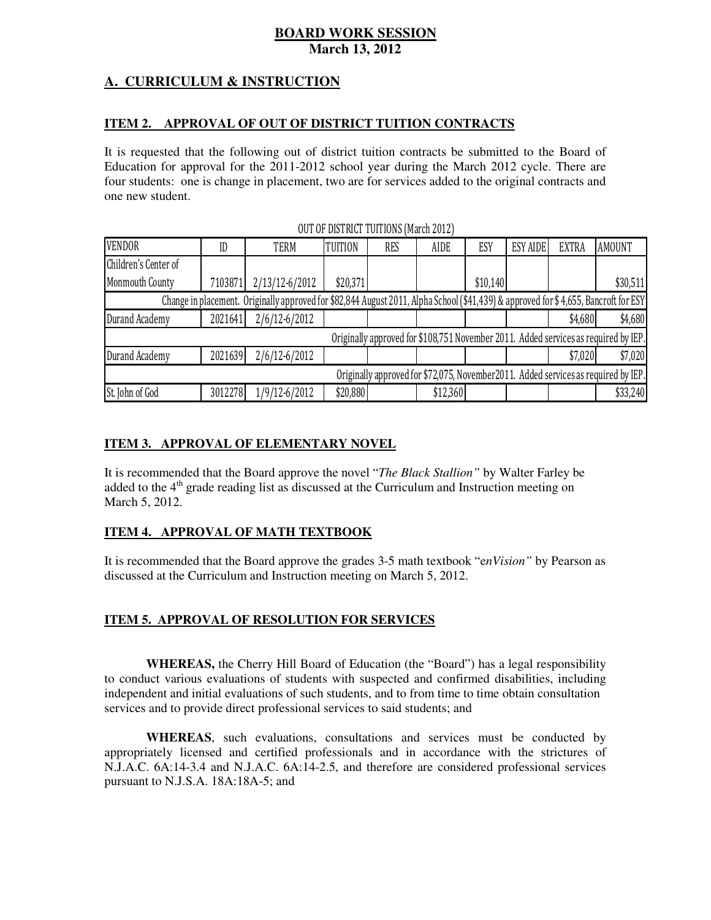**BOARD WORK SESSION**
**March 13, 2012**

## A. CURRICULUM & INSTRUCTION

### ITEM 2. APPROVAL OF OUT OF DISTRICT TUITION CONTRACTS

It is requested that the following out of district tuition contracts be submitted to the Board of Education for approval for the 2011-2012 school year during the March 2012 cycle. There are four students: one is change in placement, two are for services added to the original contracts and one new student.

OUT OF DISTRICT TUITIONS (March 2012)

| VENDOR | ID | TERM | TUITION | RES | AIDE | ESY | ESY AIDE | EXTRA | AMOUNT |
|---|---|---|---|---|---|---|---|---|---|
| Children's Center of Monmouth County | 7103871 | 2/13/12-6/2012 | $20,371 | | | $10,140 | | | $30,511 |
| Change in placement. Originally approved for $82,844 August 2011, Alpha School ($41,439) & approved for $ 4,655, Bancroft for ESY | | | | | | | | | |
| Durand Academy | 2021641 | 2/6/12-6/2012 | | | | | | $4,680 | $4,680 |
| Originally approved for $108,751 November 2011. Added services as required by IEP. | | | | | | | | | |
| Durand Academy | 2021639 | 2/6/12-6/2012 | | | | | | $7,020 | $7,020 |
| Originally approved for $72,075, November2011. Added services as required by IEP. | | | | | | | | | |
| St. John of God | 3012278 | 1/9/12-6/2012 | $20,880 | | $12,360 | | | | $33,240 |

### ITEM 3. APPROVAL OF ELEMENTARY NOVEL

It is recommended that the Board approve the novel "*The Black Stallion"* by Walter Farley be added to the 4th grade reading list as discussed at the Curriculum and Instruction meeting on March 5, 2012.

### ITEM 4. APPROVAL OF MATH TEXTBOOK

It is recommended that the Board approve the grades 3-5 math textbook "e*nVision"* by Pearson as discussed at the Curriculum and Instruction meeting on March 5, 2012.

### ITEM 5. APPROVAL OF RESOLUTION FOR SERVICES

**WHEREAS,** the Cherry Hill Board of Education (the "Board") has a legal responsibility to conduct various evaluations of students with suspected and confirmed disabilities, including independent and initial evaluations of such students, and to from time to time obtain consultation services and to provide direct professional services to said students; and

**WHEREAS**, such evaluations, consultations and services must be conducted by appropriately licensed and certified professionals and in accordance with the strictures of N.J.A.C. 6A:14-3.4 and N.J.A.C. 6A:14-2.5, and therefore are considered professional services pursuant to N.J.S.A. 18A:18A-5; and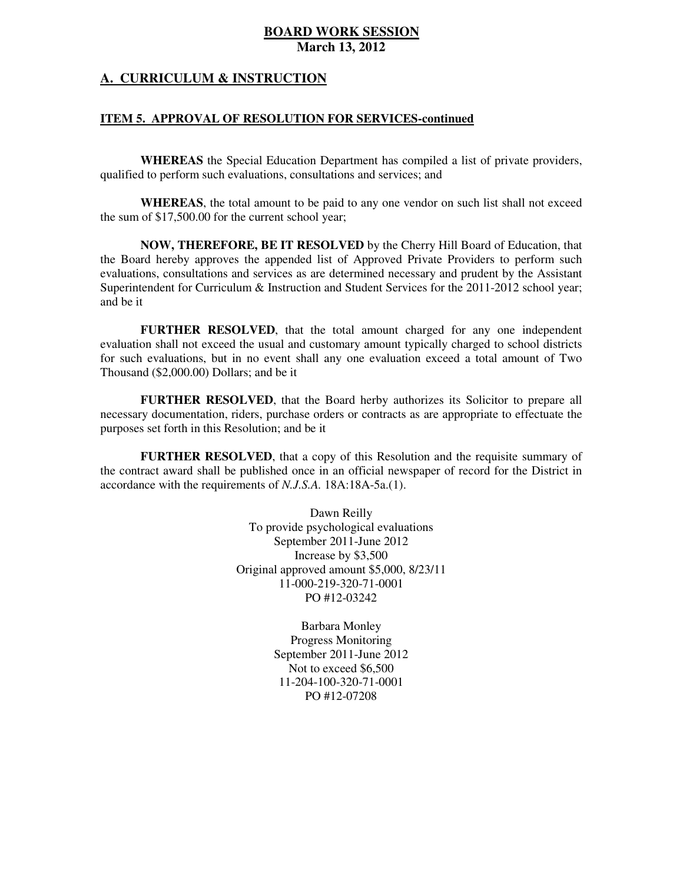# BOARD WORK SESSION
**March 13, 2012**

## A. CURRICULUM & INSTRUCTION

### ITEM 5. APPROVAL OF RESOLUTION FOR SERVICES-continued

**WHEREAS** the Special Education Department has compiled a list of private providers, qualified to perform such evaluations, consultations and services; and

**WHEREAS**, the total amount to be paid to any one vendor on such list shall not exceed the sum of $17,500.00 for the current school year;

**NOW, THEREFORE, BE IT RESOLVED** by the Cherry Hill Board of Education, that the Board hereby approves the appended list of Approved Private Providers to perform such evaluations, consultations and services as are determined necessary and prudent by the Assistant Superintendent for Curriculum & Instruction and Student Services for the 2011-2012 school year; and be it

**FURTHER RESOLVED**, that the total amount charged for any one independent evaluation shall not exceed the usual and customary amount typically charged to school districts for such evaluations, but in no event shall any one evaluation exceed a total amount of Two Thousand ($2,000.00) Dollars; and be it

**FURTHER RESOLVED**, that the Board herby authorizes its Solicitor to prepare all necessary documentation, riders, purchase orders or contracts as are appropriate to effectuate the purposes set forth in this Resolution; and be it

**FURTHER RESOLVED**, that a copy of this Resolution and the requisite summary of the contract award shall be published once in an official newspaper of record for the District in accordance with the requirements of *N.J.S.A.* 18A:18A-5a.(1).

Dawn Reilly
To provide psychological evaluations
September 2011-June 2012
Increase by $3,500
Original approved amount $5,000, 8/23/11
11-000-219-320-71-0001
PO #12-03242

Barbara Monley
Progress Monitoring
September 2011-June 2012
Not to exceed $6,500
11-204-100-320-71-0001
PO #12-07208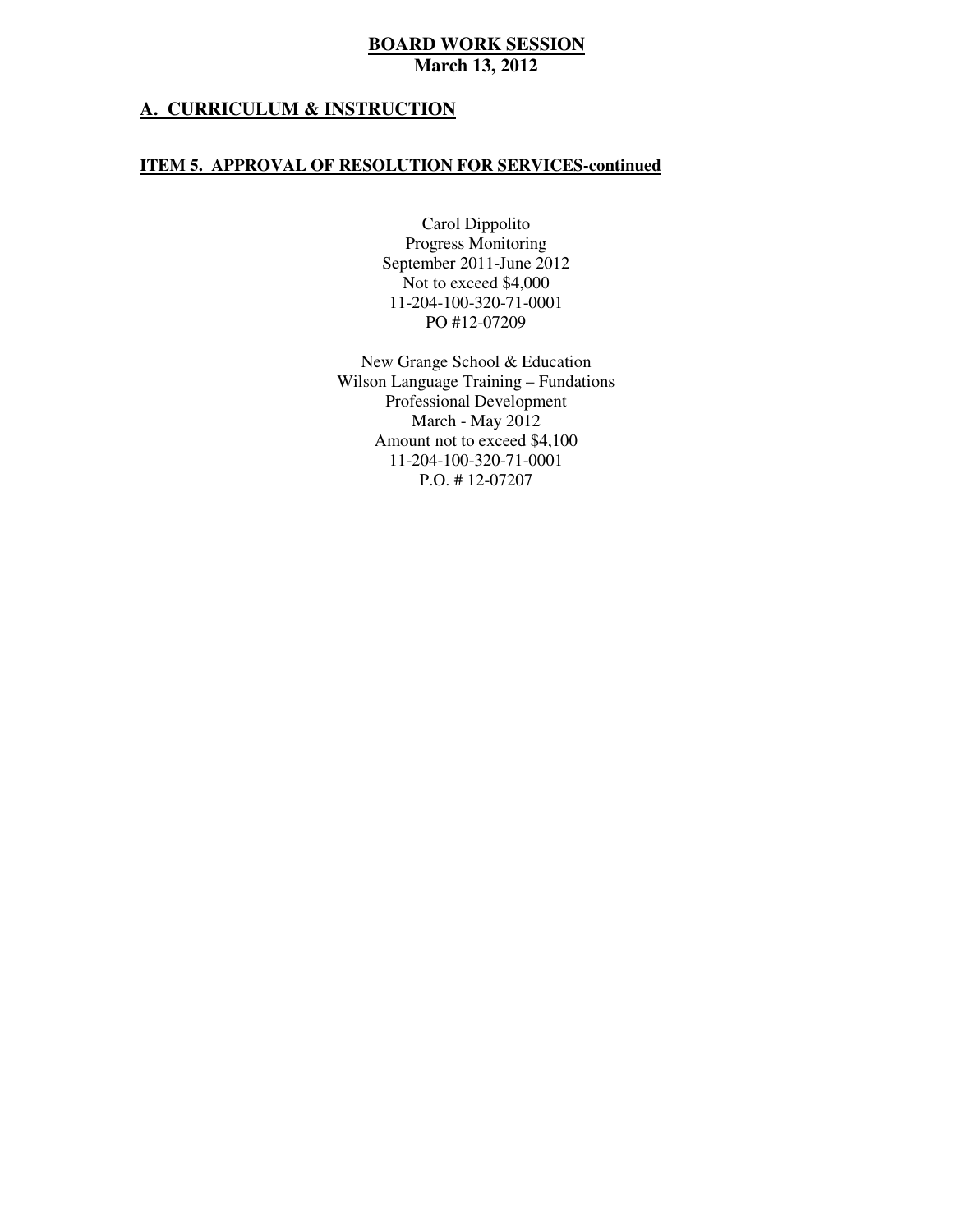**BOARD WORK SESSION**
**March 13, 2012**

## A. CURRICULUM & INSTRUCTION

### ITEM 5. APPROVAL OF RESOLUTION FOR SERVICES-continued

Carol Dippolito
Progress Monitoring
September 2011-June 2012
Not to exceed $4,000
11-204-100-320-71-0001
PO #12-07209

New Grange School & Education
Wilson Language Training – Fundations
Professional Development
March - May 2012
Amount not to exceed $4,100
11-204-100-320-71-0001
P.O. # 12-07207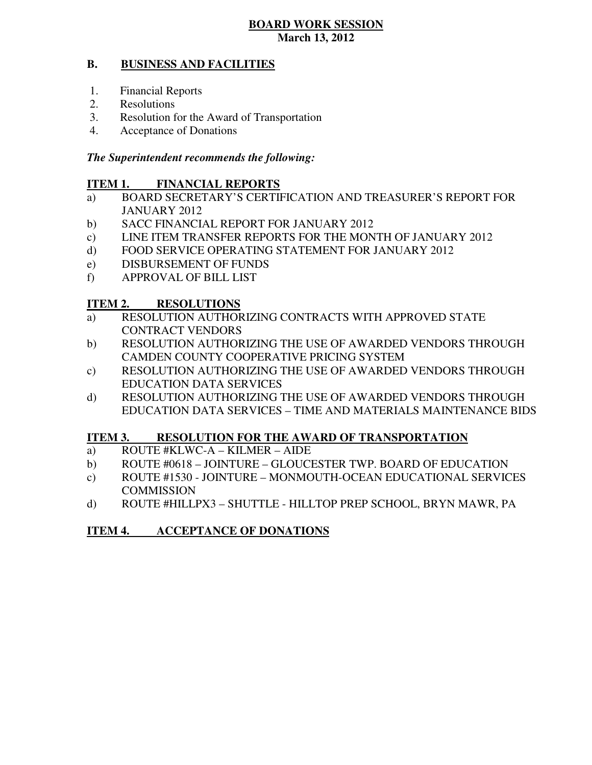**BOARD WORK SESSION**
**March 13, 2012**

## B. BUSINESS AND FACILITIES

1. Financial Reports
2. Resolutions
3. Resolution for the Award of Transportation
4. Acceptance of Donations

***The Superintendent recommends the following:***

### ITEM 1. FINANCIAL REPORTS

a) BOARD SECRETARY'S CERTIFICATION AND TREASURER'S REPORT FOR JANUARY 2012
b) SACC FINANCIAL REPORT FOR JANUARY 2012
c) LINE ITEM TRANSFER REPORTS FOR THE MONTH OF JANUARY 2012
d) FOOD SERVICE OPERATING STATEMENT FOR JANUARY 2012
e) DISBURSEMENT OF FUNDS
f) APPROVAL OF BILL LIST

### ITEM 2. RESOLUTIONS

a) RESOLUTION AUTHORIZING CONTRACTS WITH APPROVED STATE CONTRACT VENDORS
b) RESOLUTION AUTHORIZING THE USE OF AWARDED VENDORS THROUGH CAMDEN COUNTY COOPERATIVE PRICING SYSTEM
c) RESOLUTION AUTHORIZING THE USE OF AWARDED VENDORS THROUGH EDUCATION DATA SERVICES
d) RESOLUTION AUTHORIZING THE USE OF AWARDED VENDORS THROUGH EDUCATION DATA SERVICES – TIME AND MATERIALS MAINTENANCE BIDS

### ITEM 3. RESOLUTION FOR THE AWARD OF TRANSPORTATION

a) ROUTE #KLWC-A – KILMER – AIDE
b) ROUTE #0618 – JOINTURE – GLOUCESTER TWP. BOARD OF EDUCATION
c) ROUTE #1530 - JOINTURE – MONMOUTH-OCEAN EDUCATIONAL SERVICES COMMISSION
d) ROUTE #HILLPX3 – SHUTTLE - HILLTOP PREP SCHOOL, BRYN MAWR, PA

### ITEM 4. ACCEPTANCE OF DONATIONS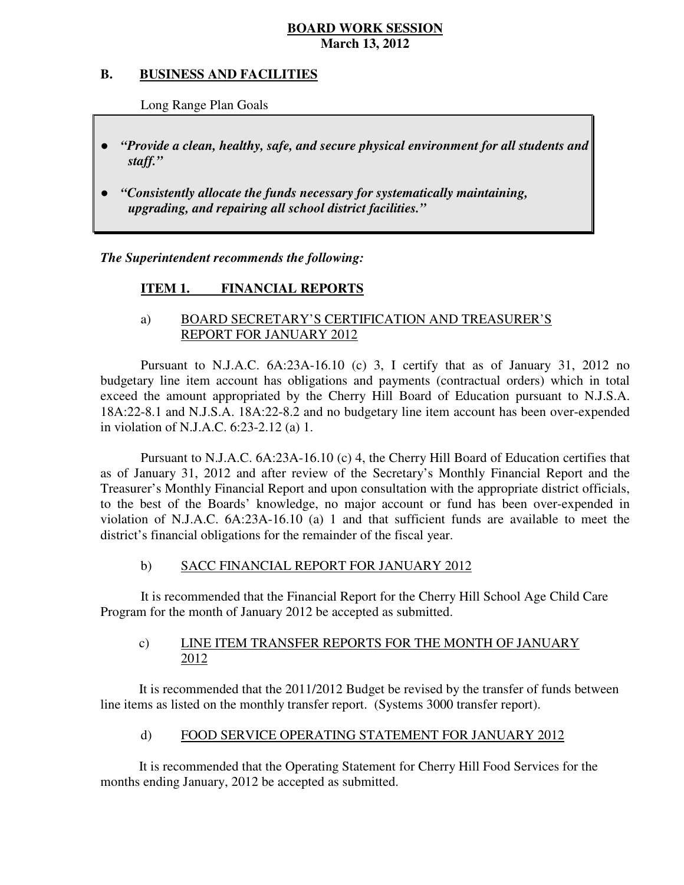**BOARD WORK SESSION**
**March 13, 2012**

## B. BUSINESS AND FACILITIES

Long Range Plan Goals

- ***"Provide a clean, healthy, safe, and secure physical environment for all students and staff."***
- ***"Consistently allocate the funds necessary for systematically maintaining, upgrading, and repairing all school district facilities."***

***The Superintendent recommends the following:***

### ITEM 1. FINANCIAL REPORTS

a) BOARD SECRETARY'S CERTIFICATION AND TREASURER'S REPORT FOR JANUARY 2012

Pursuant to N.J.A.C. 6A:23A-16.10 (c) 3, I certify that as of January 31, 2012 no budgetary line item account has obligations and payments (contractual orders) which in total exceed the amount appropriated by the Cherry Hill Board of Education pursuant to N.J.S.A. 18A:22-8.1 and N.J.S.A. 18A:22-8.2 and no budgetary line item account has been over-expended in violation of N.J.A.C. 6:23-2.12 (a) 1.

Pursuant to N.J.A.C. 6A:23A-16.10 (c) 4, the Cherry Hill Board of Education certifies that as of January 31, 2012 and after review of the Secretary's Monthly Financial Report and the Treasurer's Monthly Financial Report and upon consultation with the appropriate district officials, to the best of the Boards' knowledge, no major account or fund has been over-expended in violation of N.J.A.C. 6A:23A-16.10 (a) 1 and that sufficient funds are available to meet the district's financial obligations for the remainder of the fiscal year.

b) SACC FINANCIAL REPORT FOR JANUARY 2012

It is recommended that the Financial Report for the Cherry Hill School Age Child Care Program for the month of January 2012 be accepted as submitted.

c) LINE ITEM TRANSFER REPORTS FOR THE MONTH OF JANUARY 2012

It is recommended that the 2011/2012 Budget be revised by the transfer of funds between line items as listed on the monthly transfer report. (Systems 3000 transfer report).

d) FOOD SERVICE OPERATING STATEMENT FOR JANUARY 2012

It is recommended that the Operating Statement for Cherry Hill Food Services for the months ending January, 2012 be accepted as submitted.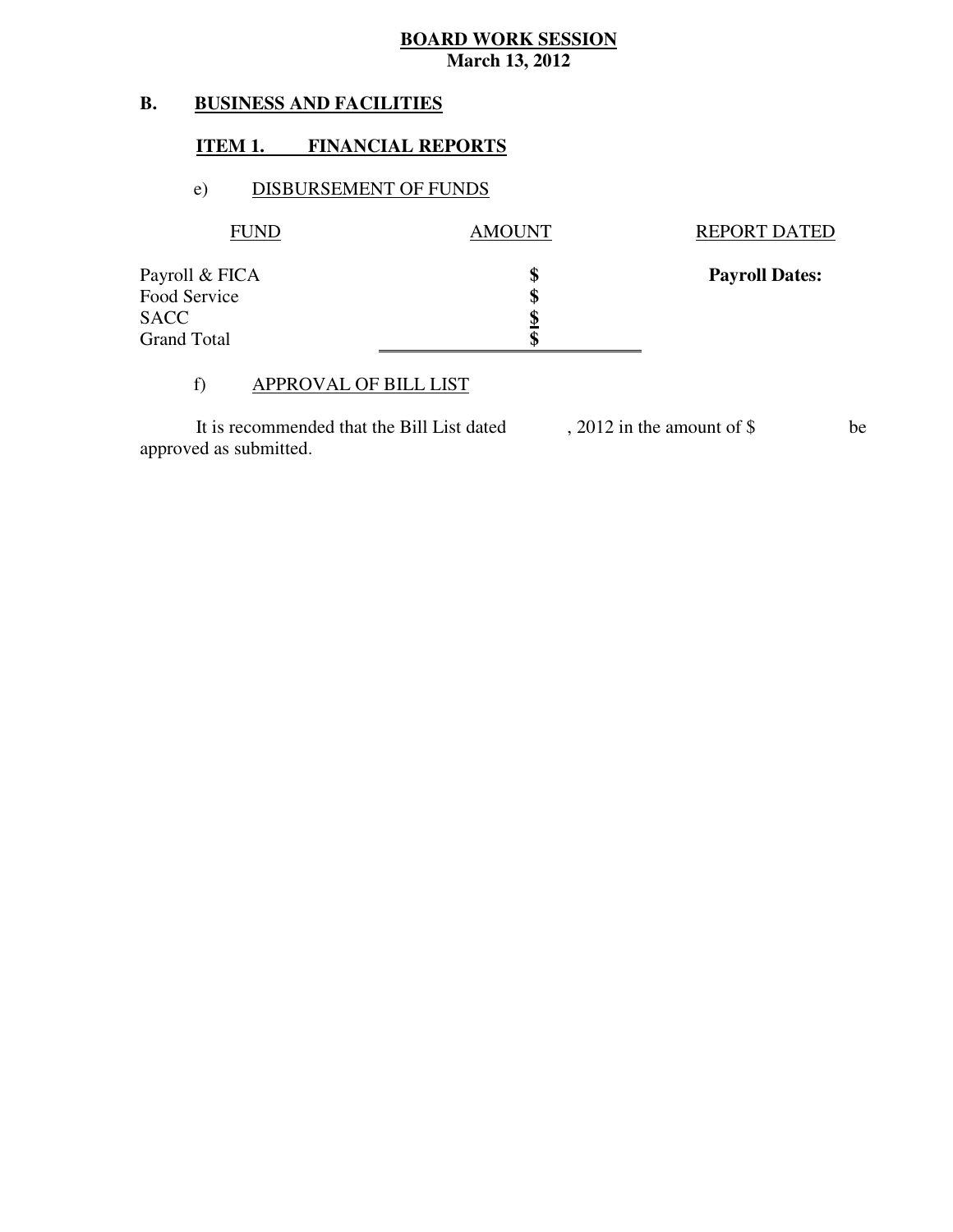**BOARD WORK SESSION**
**March 13, 2012**

## B. BUSINESS AND FACILITIES

### ITEM 1. FINANCIAL REPORTS

#### e) DISBURSEMENT OF FUNDS

| FUND | AMOUNT | REPORT DATED |
|---|---|---|
| Payroll & FICA | **$** | **Payroll Dates:** |
| Food Service | **$** | |
| SACC | **$** | |
| Grand Total | **$** | |

#### f) APPROVAL OF BILL LIST

It is recommended that the Bill List dated , 2012 in the amount of $ be approved as submitted.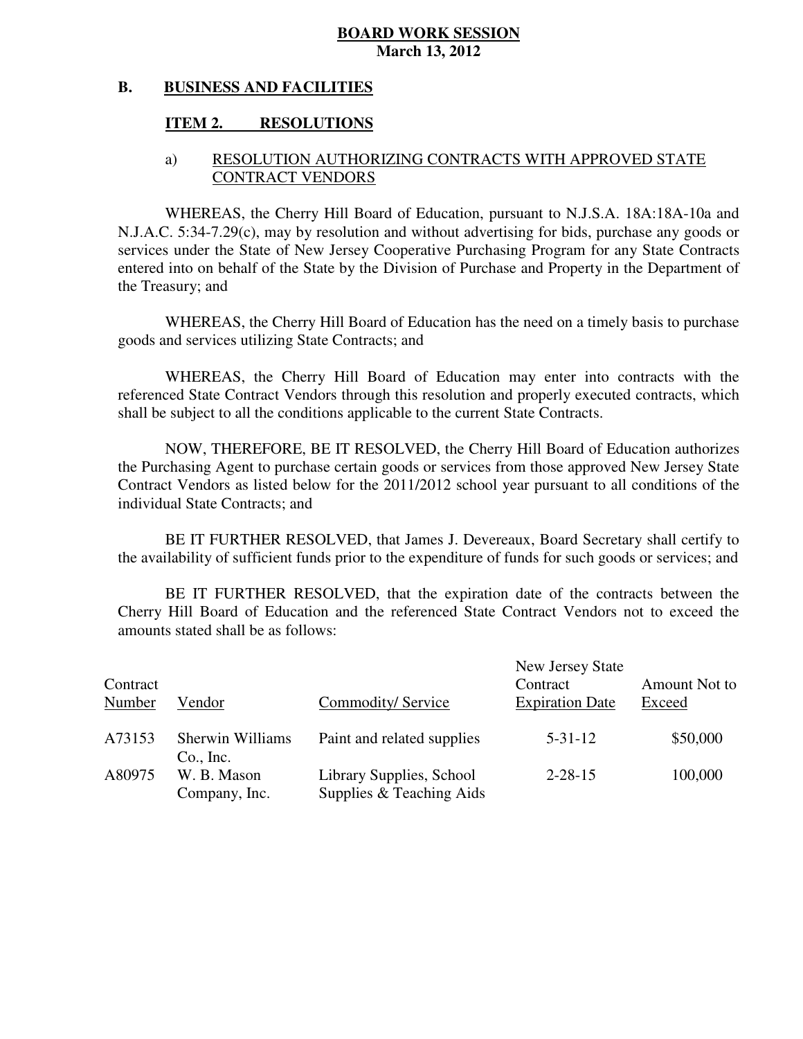**BOARD WORK SESSION**
**March 13, 2012**

**B. BUSINESS AND FACILITIES**

**ITEM 2. RESOLUTIONS**

a) RESOLUTION AUTHORIZING CONTRACTS WITH APPROVED STATE CONTRACT VENDORS

WHEREAS, the Cherry Hill Board of Education, pursuant to N.J.S.A. 18A:18A-10a and N.J.A.C. 5:34-7.29(c), may by resolution and without advertising for bids, purchase any goods or services under the State of New Jersey Cooperative Purchasing Program for any State Contracts entered into on behalf of the State by the Division of Purchase and Property in the Department of the Treasury; and

WHEREAS, the Cherry Hill Board of Education has the need on a timely basis to purchase goods and services utilizing State Contracts; and

WHEREAS, the Cherry Hill Board of Education may enter into contracts with the referenced State Contract Vendors through this resolution and properly executed contracts, which shall be subject to all the conditions applicable to the current State Contracts.

NOW, THEREFORE, BE IT RESOLVED, the Cherry Hill Board of Education authorizes the Purchasing Agent to purchase certain goods or services from those approved New Jersey State Contract Vendors as listed below for the 2011/2012 school year pursuant to all conditions of the individual State Contracts; and

BE IT FURTHER RESOLVED, that James J. Devereaux, Board Secretary shall certify to the availability of sufficient funds prior to the expenditure of funds for such goods or services; and

BE IT FURTHER RESOLVED, that the expiration date of the contracts between the Cherry Hill Board of Education and the referenced State Contract Vendors not to exceed the amounts stated shall be as follows:

| Contract Number | Vendor | Commodity/ Service | New Jersey State Contract Expiration Date | Amount Not to Exceed |
|---|---|---|---|---|
| A73153 | Sherwin Williams Co., Inc. | Paint and related supplies | 5-31-12 | $50,000 |
| A80975 | W. B. Mason Company, Inc. | Library Supplies, School Supplies & Teaching Aids | 2-28-15 | 100,000 |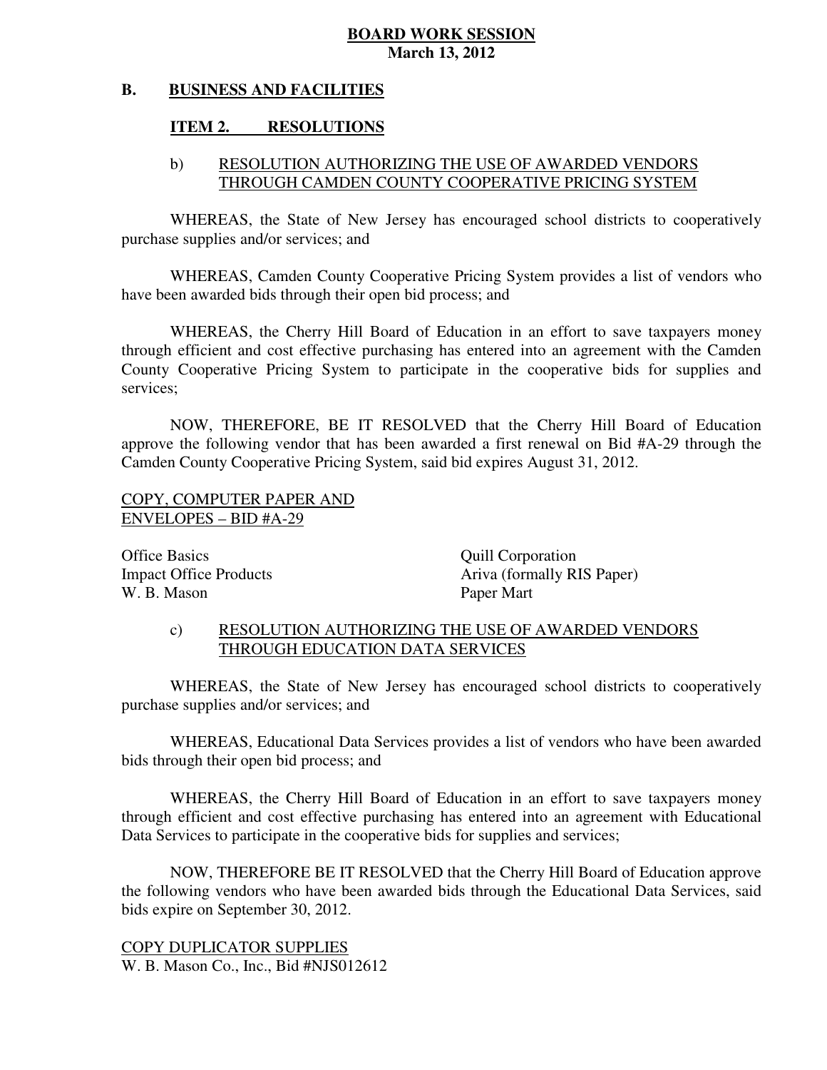**BOARD WORK SESSION**
**March 13, 2012**

**B. BUSINESS AND FACILITIES**

**ITEM 2. RESOLUTIONS**

b) RESOLUTION AUTHORIZING THE USE OF AWARDED VENDORS THROUGH CAMDEN COUNTY COOPERATIVE PRICING SYSTEM

WHEREAS, the State of New Jersey has encouraged school districts to cooperatively purchase supplies and/or services; and

WHEREAS, Camden County Cooperative Pricing System provides a list of vendors who have been awarded bids through their open bid process; and

WHEREAS, the Cherry Hill Board of Education in an effort to save taxpayers money through efficient and cost effective purchasing has entered into an agreement with the Camden County Cooperative Pricing System to participate in the cooperative bids for supplies and services;

NOW, THEREFORE, BE IT RESOLVED that the Cherry Hill Board of Education approve the following vendor that has been awarded a first renewal on Bid #A-29 through the Camden County Cooperative Pricing System, said bid expires August 31, 2012.

COPY, COMPUTER PAPER AND ENVELOPES – BID #A-29

Office Basics
Impact Office Products
W. B. Mason
Quill Corporation
Ariva (formally RIS Paper)
Paper Mart

c) RESOLUTION AUTHORIZING THE USE OF AWARDED VENDORS THROUGH EDUCATION DATA SERVICES

WHEREAS, the State of New Jersey has encouraged school districts to cooperatively purchase supplies and/or services; and

WHEREAS, Educational Data Services provides a list of vendors who have been awarded bids through their open bid process; and

WHEREAS, the Cherry Hill Board of Education in an effort to save taxpayers money through efficient and cost effective purchasing has entered into an agreement with Educational Data Services to participate in the cooperative bids for supplies and services;

NOW, THEREFORE BE IT RESOLVED that the Cherry Hill Board of Education approve the following vendors who have been awarded bids through the Educational Data Services, said bids expire on September 30, 2012.

COPY DUPLICATOR SUPPLIES
W. B. Mason Co., Inc., Bid #NJS012612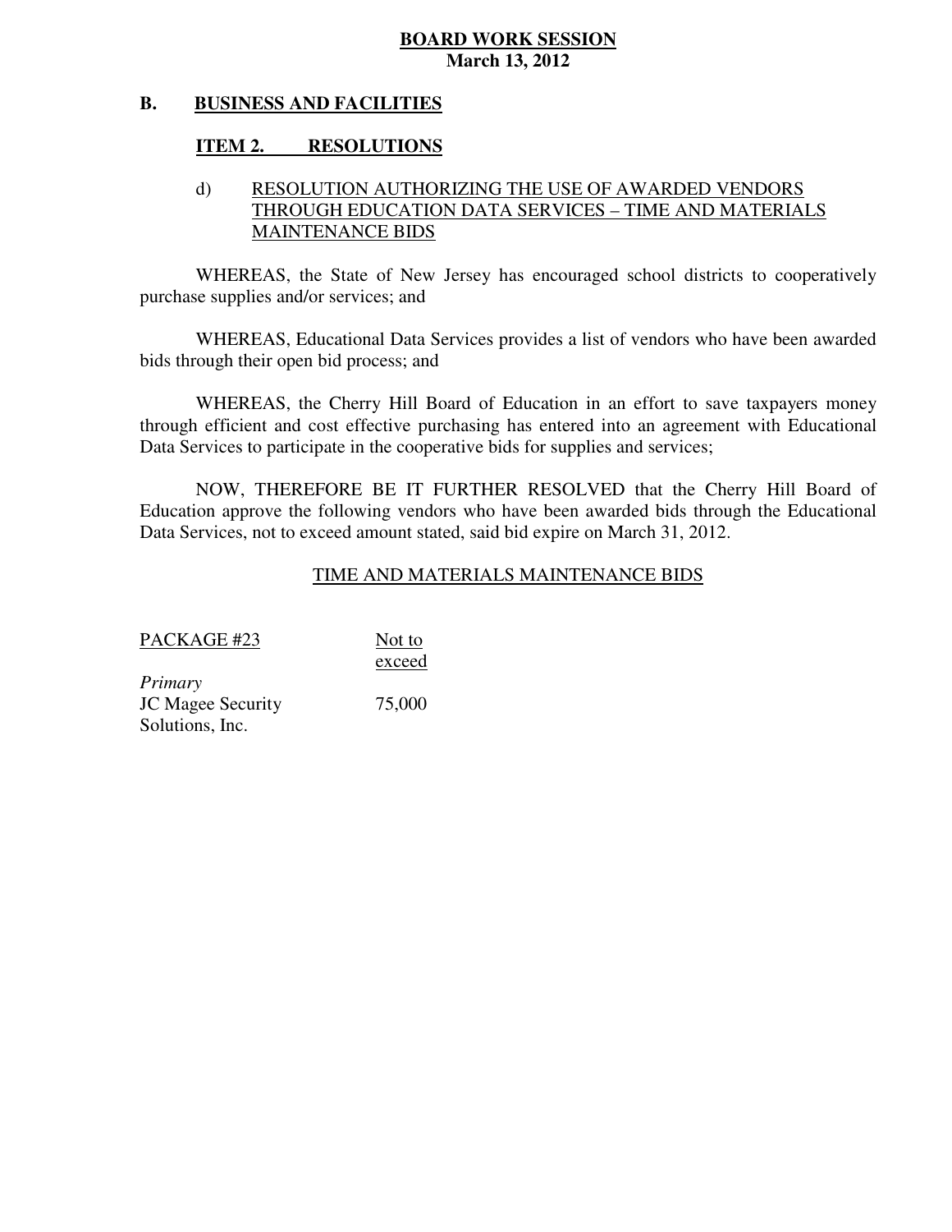**BOARD WORK SESSION**
**March 13, 2012**

**B. BUSINESS AND FACILITIES**

**ITEM 2. RESOLUTIONS**

d) RESOLUTION AUTHORIZING THE USE OF AWARDED VENDORS THROUGH EDUCATION DATA SERVICES – TIME AND MATERIALS MAINTENANCE BIDS

WHEREAS, the State of New Jersey has encouraged school districts to cooperatively purchase supplies and/or services; and

WHEREAS, Educational Data Services provides a list of vendors who have been awarded bids through their open bid process; and

WHEREAS, the Cherry Hill Board of Education in an effort to save taxpayers money through efficient and cost effective purchasing has entered into an agreement with Educational Data Services to participate in the cooperative bids for supplies and services;

NOW, THEREFORE BE IT FURTHER RESOLVED that the Cherry Hill Board of Education approve the following vendors who have been awarded bids through the Educational Data Services, not to exceed amount stated, said bid expire on March 31, 2012.

TIME AND MATERIALS MAINTENANCE BIDS

| PACKAGE #23 | Not to exceed |
|---|---|
| *Primary* | |
| JC Magee Security Solutions, Inc. | 75,000 |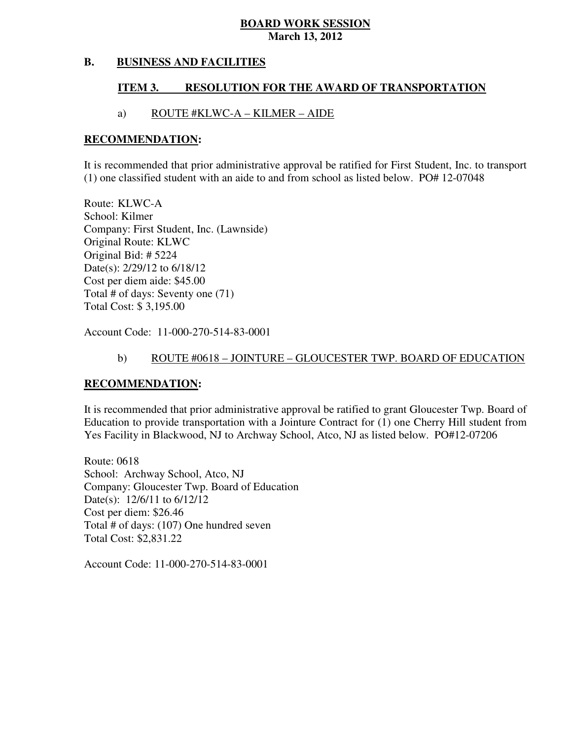**BOARD WORK SESSION**
**March 13, 2012**

## B. BUSINESS AND FACILITIES

### ITEM 3. RESOLUTION FOR THE AWARD OF TRANSPORTATION

#### a) ROUTE #KLWC-A – KILMER – AIDE

**RECOMMENDATION:**

It is recommended that prior administrative approval be ratified for First Student, Inc. to transport (1) one classified student with an aide to and from school as listed below. PO# 12-07048

Route: KLWC-A
School: Kilmer
Company: First Student, Inc. (Lawnside)
Original Route: KLWC
Original Bid: # 5224
Date(s): 2/29/12 to 6/18/12
Cost per diem aide: $45.00
Total # of days: Seventy one (71)
Total Cost: $ 3,195.00

Account Code: 11-000-270-514-83-0001

#### b) ROUTE #0618 – JOINTURE – GLOUCESTER TWP. BOARD OF EDUCATION

**RECOMMENDATION:**

It is recommended that prior administrative approval be ratified to grant Gloucester Twp. Board of Education to provide transportation with a Jointure Contract for (1) one Cherry Hill student from Yes Facility in Blackwood, NJ to Archway School, Atco, NJ as listed below. PO#12-07206

Route: 0618
School: Archway School, Atco, NJ
Company: Gloucester Twp. Board of Education
Date(s): 12/6/11 to 6/12/12
Cost per diem: $26.46
Total # of days: (107) One hundred seven
Total Cost: $2,831.22

Account Code: 11-000-270-514-83-0001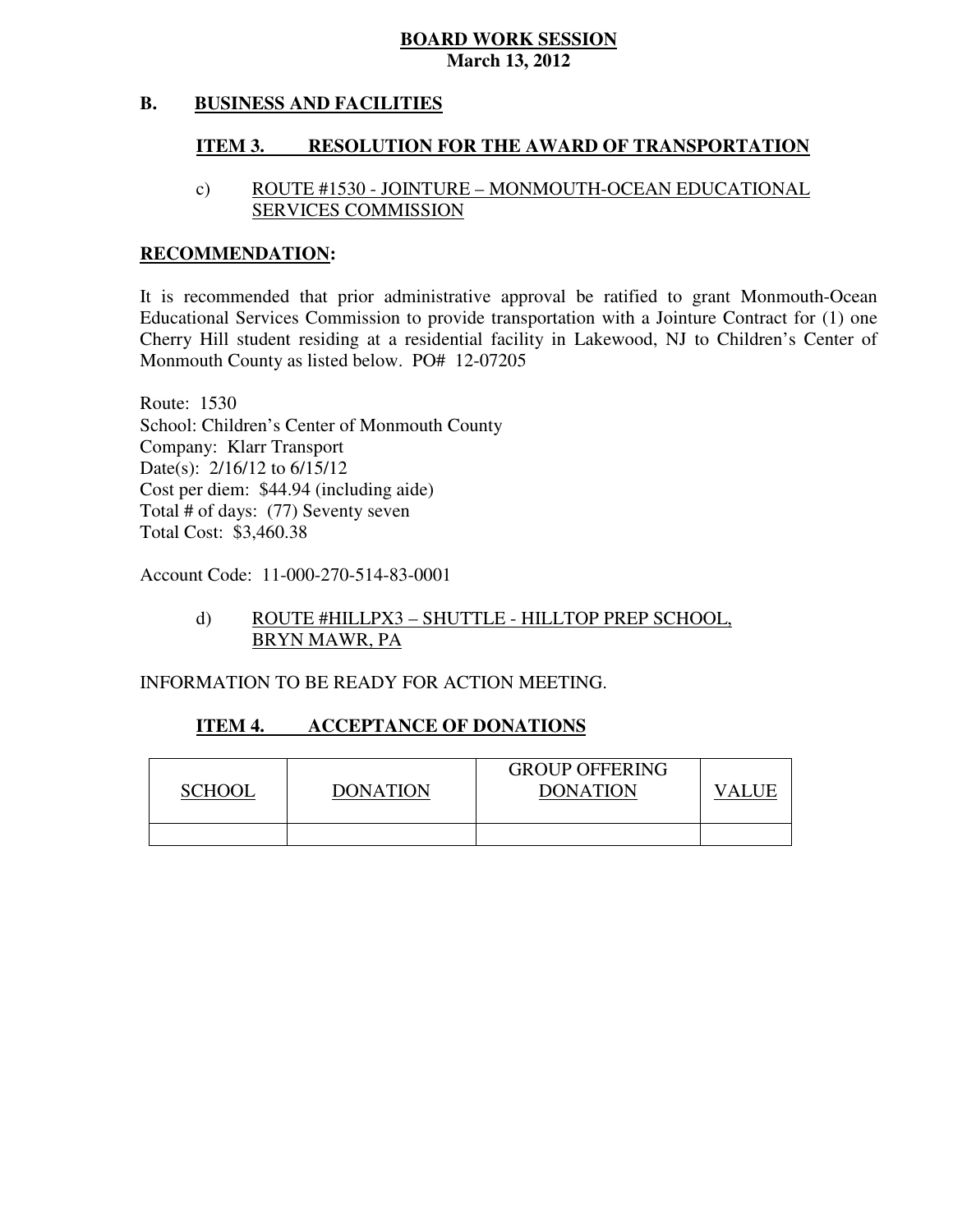**BOARD WORK SESSION**
**March 13, 2012**

## B. BUSINESS AND FACILITIES

### ITEM 3. RESOLUTION FOR THE AWARD OF TRANSPORTATION

c) ROUTE #1530 - JOINTURE – MONMOUTH-OCEAN EDUCATIONAL SERVICES COMMISSION

**RECOMMENDATION:**

It is recommended that prior administrative approval be ratified to grant Monmouth-Ocean Educational Services Commission to provide transportation with a Jointure Contract for (1) one Cherry Hill student residing at a residential facility in Lakewood, NJ to Children's Center of Monmouth County as listed below. PO# 12-07205

Route: 1530
School: Children's Center of Monmouth County
Company: Klarr Transport
Date(s): 2/16/12 to 6/15/12
Cost per diem: $44.94 (including aide)
Total # of days: (77) Seventy seven
Total Cost: $3,460.38

Account Code: 11-000-270-514-83-0001

d) ROUTE #HILLPX3 – SHUTTLE - HILLTOP PREP SCHOOL, BRYN MAWR, PA

INFORMATION TO BE READY FOR ACTION MEETING.

### ITEM 4. ACCEPTANCE OF DONATIONS

| SCHOOL | DONATION | GROUP OFFERING DONATION | VALUE |
|---|---|---|---|
| | | | |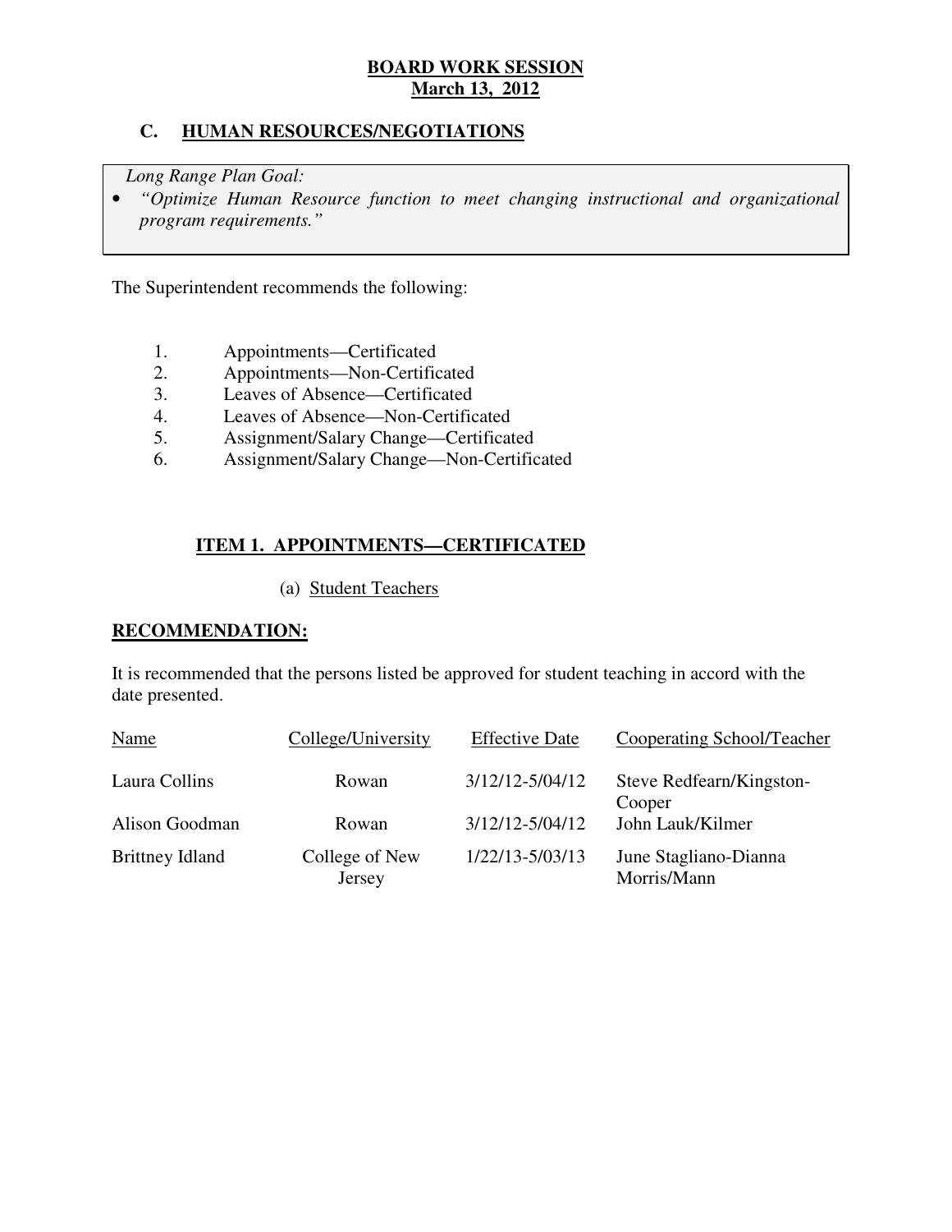**BOARD WORK SESSION**
**March 13, 2012**

## C. HUMAN RESOURCES/NEGOTIATIONS

*Long Range Plan Goal:*

- *"Optimize Human Resource function to meet changing instructional and organizational program requirements."*

The Superintendent recommends the following:

1. Appointments—Certificated
2. Appointments—Non-Certificated
3. Leaves of Absence—Certificated
4. Leaves of Absence—Non-Certificated
5. Assignment/Salary Change—Certificated
6. Assignment/Salary Change—Non-Certificated

### ITEM 1. APPOINTMENTS—CERTIFICATED

(a) Student Teachers

**RECOMMENDATION:**

It is recommended that the persons listed be approved for student teaching in accord with the date presented.

| Name | College/University | Effective Date | Cooperating School/Teacher |
|---|---|---|---|
| Laura Collins | Rowan | 3/12/12-5/04/12 | Steve Redfearn/Kingston-Cooper |
| Alison Goodman | Rowan | 3/12/12-5/04/12 | John Lauk/Kilmer |
| Brittney Idland | College of New Jersey | 1/22/13-5/03/13 | June Stagliano-Dianna Morris/Mann |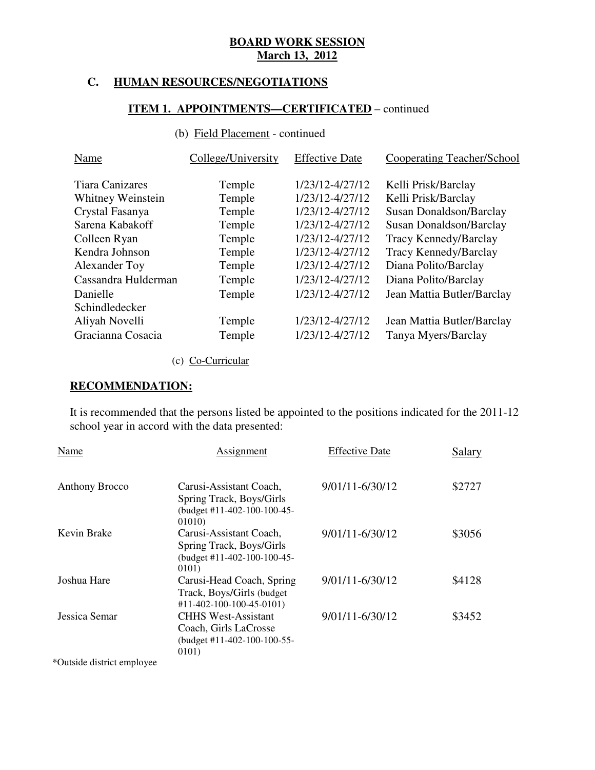**BOARD WORK SESSION**
**March 13, 2012**

## C. HUMAN RESOURCES/NEGOTIATIONS

### ITEM 1. APPOINTMENTS—CERTIFICATED – continued

(b) Field Placement - continued

| Name | College/University | Effective Date | Cooperating Teacher/School |
|---|---|---|---|
| Tiara Canizares | Temple | 1/23/12-4/27/12 | Kelli Prisk/Barclay |
| Whitney Weinstein | Temple | 1/23/12-4/27/12 | Kelli Prisk/Barclay |
| Crystal Fasanya | Temple | 1/23/12-4/27/12 | Susan Donaldson/Barclay |
| Sarena Kabakoff | Temple | 1/23/12-4/27/12 | Susan Donaldson/Barclay |
| Colleen Ryan | Temple | 1/23/12-4/27/12 | Tracy Kennedy/Barclay |
| Kendra Johnson | Temple | 1/23/12-4/27/12 | Tracy Kennedy/Barclay |
| Alexander Toy | Temple | 1/23/12-4/27/12 | Diana Polito/Barclay |
| Cassandra Hulderman | Temple | 1/23/12-4/27/12 | Diana Polito/Barclay |
| Danielle Schindledecker | Temple | 1/23/12-4/27/12 | Jean Mattia Butler/Barclay |
| Aliyah Novelli | Temple | 1/23/12-4/27/12 | Jean Mattia Butler/Barclay |
| Gracianna Cosacia | Temple | 1/23/12-4/27/12 | Tanya Myers/Barclay |

(c) Co-Curricular

**RECOMMENDATION:**

It is recommended that the persons listed be appointed to the positions indicated for the 2011-12 school year in accord with the data presented:

| Name | Assignment | Effective Date | Salary |
|---|---|---|---|
| Anthony Brocco | Carusi-Assistant Coach, Spring Track, Boys/Girls (budget #11-402-100-100-45-01010) | 9/01/11-6/30/12 | $2727 |
| Kevin Brake | Carusi-Assistant Coach, Spring Track, Boys/Girls (budget #11-402-100-100-45-0101) | 9/01/11-6/30/12 | $3056 |
| Joshua Hare | Carusi-Head Coach, Spring Track, Boys/Girls (budget #11-402-100-100-45-0101) | 9/01/11-6/30/12 | $4128 |
| Jessica Semar | CHHS West-Assistant Coach, Girls LaCrosse (budget #11-402-100-100-55-0101) | 9/01/11-6/30/12 | $3452 |

*Outside district employee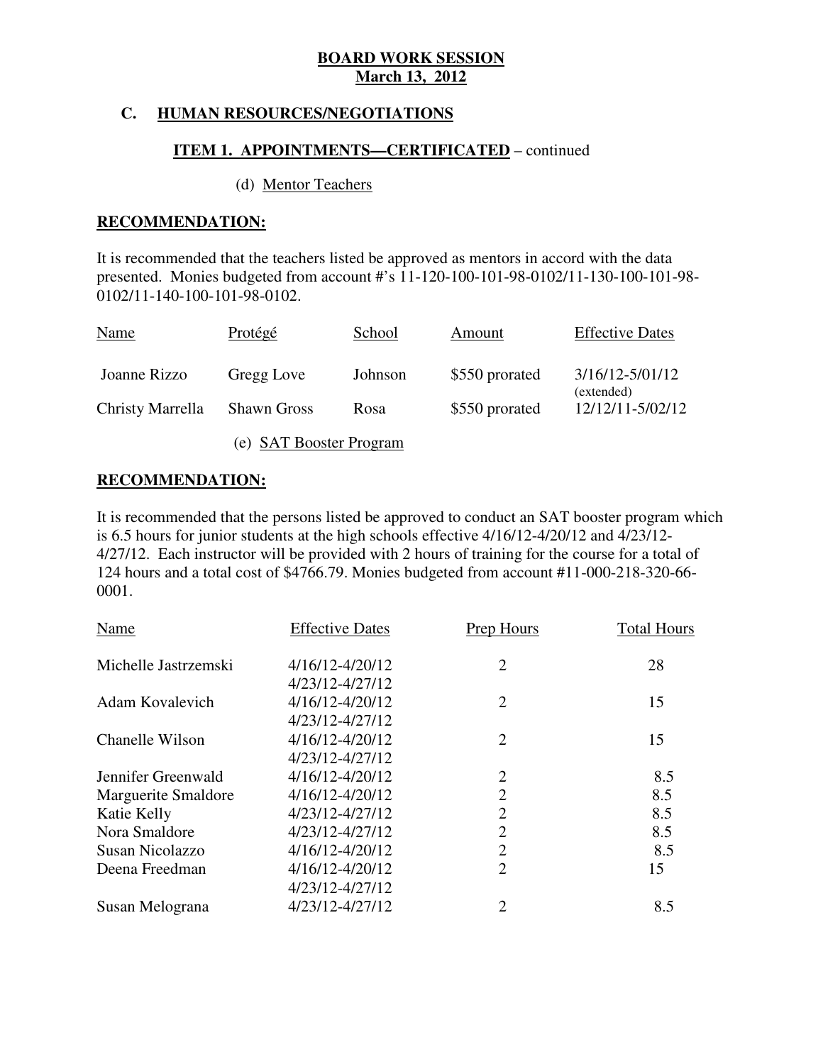# BOARD WORK SESSION
## March 13, 2012

## C. HUMAN RESOURCES/NEGOTIATIONS

### ITEM 1. APPOINTMENTS—CERTIFICATED – continued

(d) Mentor Teachers

**RECOMMENDATION:**

It is recommended that the teachers listed be approved as mentors in accord with the data presented. Monies budgeted from account #'s 11-120-100-101-98-0102/11-130-100-101-98-0102/11-140-100-101-98-0102.

| Name | Protégé | School | Amount | Effective Dates |
|---|---|---|---|---|
| Joanne Rizzo | Gregg Love | Johnson | $550 prorated | 3/16/12-5/01/12 (extended) |
| Christy Marrella | Shawn Gross | Rosa | $550 prorated | 12/12/11-5/02/12 |

(e) SAT Booster Program

**RECOMMENDATION:**

It is recommended that the persons listed be approved to conduct an SAT booster program which is 6.5 hours for junior students at the high schools effective 4/16/12-4/20/12 and 4/23/12-4/27/12. Each instructor will be provided with 2 hours of training for the course for a total of 124 hours and a total cost of $4766.79. Monies budgeted from account #11-000-218-320-66-0001.

| Name | Effective Dates | Prep Hours | Total Hours |
|---|---|---|---|
| Michelle Jastrzemski | 4/16/12-4/20/12<br>4/23/12-4/27/12 | 2 | 28 |
| Adam Kovalevich | 4/16/12-4/20/12<br>4/23/12-4/27/12 | 2 | 15 |
| Chanelle Wilson | 4/16/12-4/20/12<br>4/23/12-4/27/12 | 2 | 15 |
| Jennifer Greenwald | 4/16/12-4/20/12 | 2 | 8.5 |
| Marguerite Smaldore | 4/16/12-4/20/12 | 2 | 8.5 |
| Katie Kelly | 4/23/12-4/27/12 | 2 | 8.5 |
| Nora Smaldore | 4/23/12-4/27/12 | 2 | 8.5 |
| Susan Nicolazzo | 4/16/12-4/20/12 | 2 | 8.5 |
| Deena Freedman | 4/16/12-4/20/12<br>4/23/12-4/27/12 | 2 | 15 |
| Susan Melograna | 4/23/12-4/27/12 | 2 | 8.5 |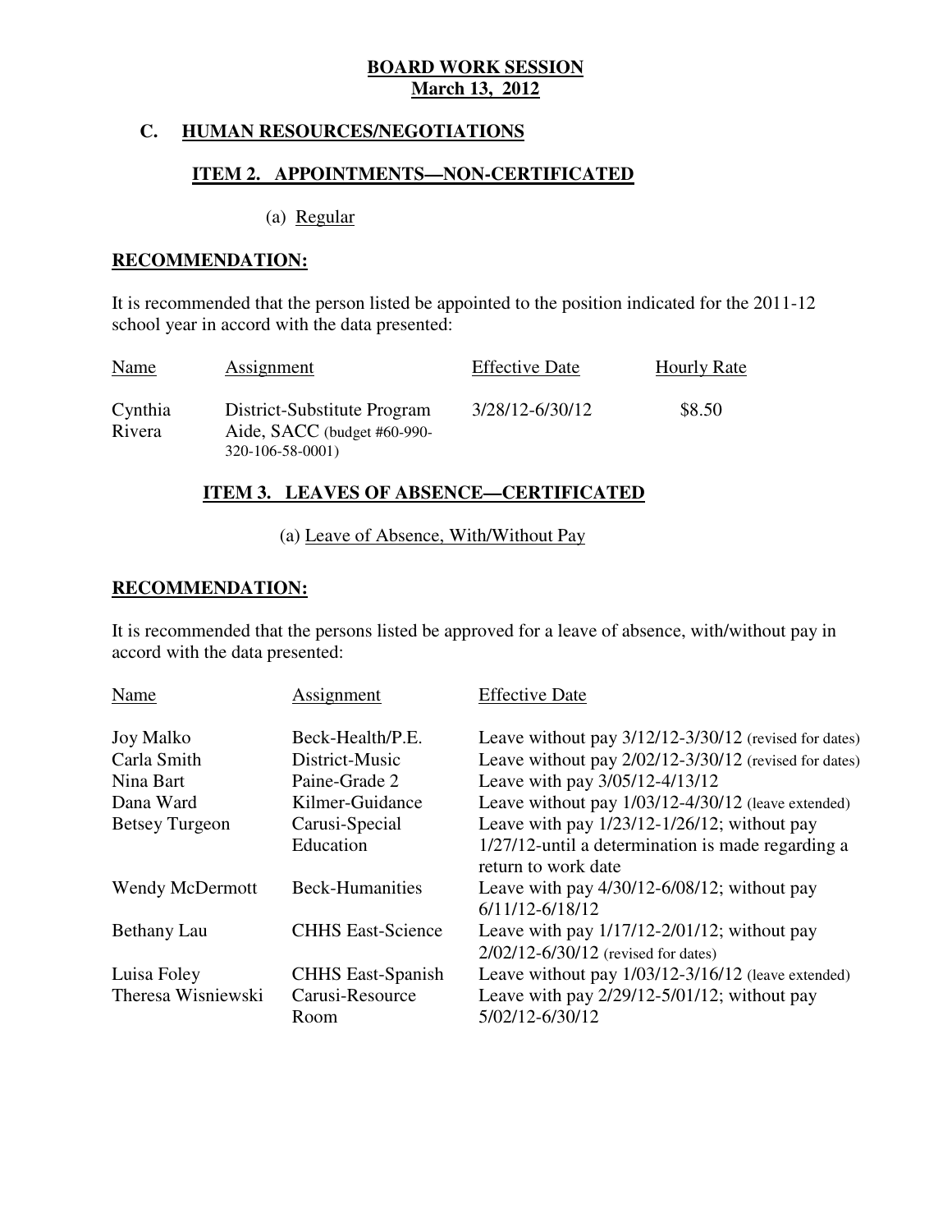**BOARD WORK SESSION**
**March 13, 2012**

## C. HUMAN RESOURCES/NEGOTIATIONS

### ITEM 2. APPOINTMENTS—NON-CERTIFICATED

(a) Regular

**RECOMMENDATION:**

It is recommended that the person listed be appointed to the position indicated for the 2011-12 school year in accord with the data presented:

| Name | Assignment | Effective Date | Hourly Rate |
|---|---|---|---|
| Cynthia Rivera | District-Substitute Program Aide, SACC (budget #60-990-320-106-58-0001) | 3/28/12-6/30/12 | $8.50 |

### ITEM 3. LEAVES OF ABSENCE—CERTIFICATED

(a) Leave of Absence, With/Without Pay

**RECOMMENDATION:**

It is recommended that the persons listed be approved for a leave of absence, with/without pay in accord with the data presented:

| Name | Assignment | Effective Date |
|---|---|---|
| Joy Malko | Beck-Health/P.E. | Leave without pay 3/12/12-3/30/12 (revised for dates) |
| Carla Smith | District-Music | Leave without pay 2/02/12-3/30/12 (revised for dates) |
| Nina Bart | Paine-Grade 2 | Leave with pay 3/05/12-4/13/12 |
| Dana Ward | Kilmer-Guidance | Leave without pay 1/03/12-4/30/12 (leave extended) |
| Betsey Turgeon | Carusi-Special Education | Leave with pay 1/23/12-1/26/12; without pay 1/27/12-until a determination is made regarding a return to work date |
| Wendy McDermott | Beck-Humanities | Leave with pay 4/30/12-6/08/12; without pay 6/11/12-6/18/12 |
| Bethany Lau | CHHS East-Science | Leave with pay 1/17/12-2/01/12; without pay 2/02/12-6/30/12 (revised for dates) |
| Luisa Foley | CHHS East-Spanish | Leave without pay 1/03/12-3/16/12 (leave extended) |
| Theresa Wisniewski | Carusi-Resource Room | Leave with pay 2/29/12-5/01/12; without pay 5/02/12-6/30/12 |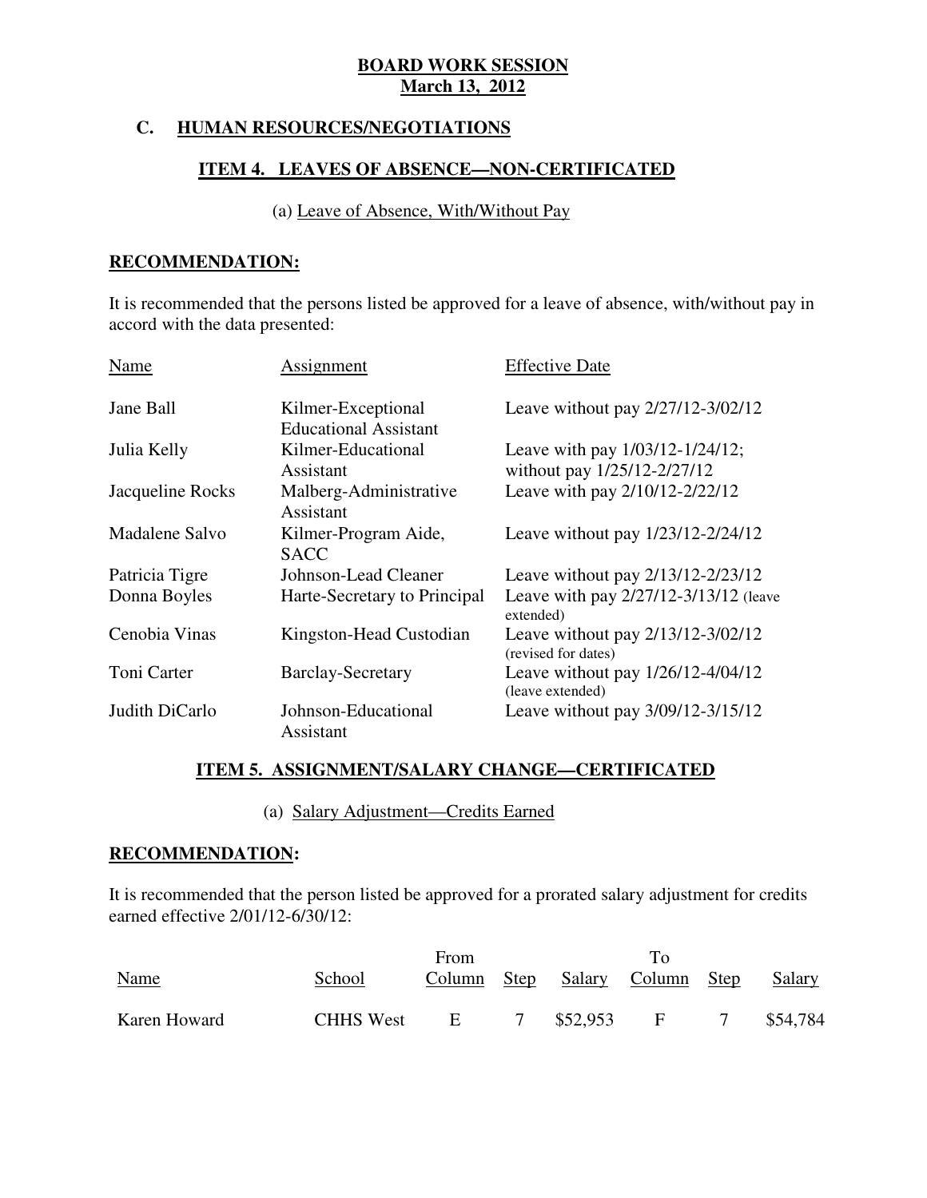**BOARD WORK SESSION**
**March 13, 2012**

## C. HUMAN RESOURCES/NEGOTIATIONS

### ITEM 4. LEAVES OF ABSENCE—NON-CERTIFICATED

(a) Leave of Absence, With/Without Pay

**RECOMMENDATION:**

It is recommended that the persons listed be approved for a leave of absence, with/without pay in accord with the data presented:

| Name | Assignment | Effective Date |
|---|---|---|
| Jane Ball | Kilmer-Exceptional Educational Assistant | Leave without pay 2/27/12-3/02/12 |
| Julia Kelly | Kilmer-Educational Assistant | Leave with pay 1/03/12-1/24/12; without pay 1/25/12-2/27/12 |
| Jacqueline Rocks | Malberg-Administrative Assistant | Leave with pay 2/10/12-2/22/12 |
| Madalene Salvo | Kilmer-Program Aide, SACC | Leave without pay 1/23/12-2/24/12 |
| Patricia Tigre | Johnson-Lead Cleaner | Leave without pay 2/13/12-2/23/12 |
| Donna Boyles | Harte-Secretary to Principal | Leave with pay 2/27/12-3/13/12 (leave extended) |
| Cenobia Vinas | Kingston-Head Custodian | Leave without pay 2/13/12-3/02/12 (revised for dates) |
| Toni Carter | Barclay-Secretary | Leave without pay 1/26/12-4/04/12 (leave extended) |
| Judith DiCarlo | Johnson-Educational Assistant | Leave without pay 3/09/12-3/15/12 |

### ITEM 5. ASSIGNMENT/SALARY CHANGE—CERTIFICATED

(a) Salary Adjustment—Credits Earned

**RECOMMENDATION:**

It is recommended that the person listed be approved for a prorated salary adjustment for credits earned effective 2/01/12-6/30/12:

| | | From | | | To | | |
|---|---|---|---|---|---|---|---|
| Name | School | Column | Step | Salary | Column | Step | Salary |
| Karen Howard | CHHS West | E | 7 | $52,953 | F | 7 | $54,784 |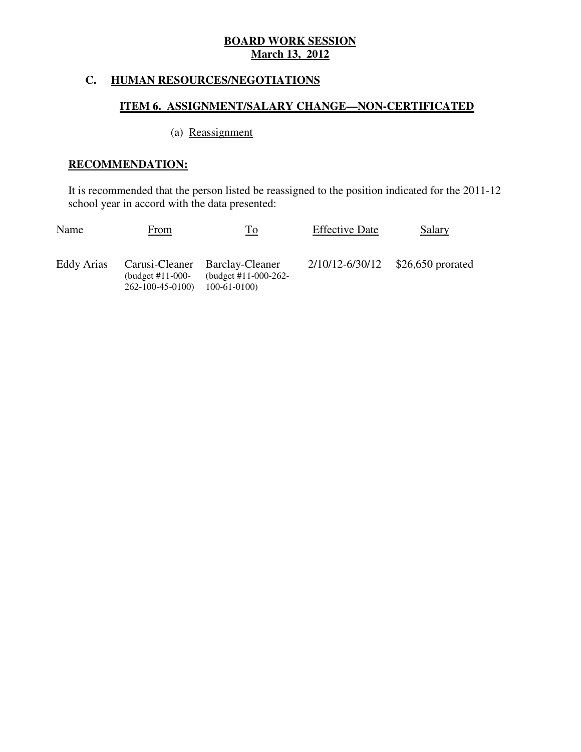**BOARD WORK SESSION**
**March 13, 2012**

## C. HUMAN RESOURCES/NEGOTIATIONS

### ITEM 6. ASSIGNMENT/SALARY CHANGE—NON-CERTIFICATED

(a) Reassignment

**RECOMMENDATION:**

It is recommended that the person listed be reassigned to the position indicated for the 2011-12 school year in accord with the data presented:

| Name | From | To | Effective Date | Salary |
|---|---|---|---|---|
| Eddy Arias | Carusi-Cleaner (budget #11-000-262-100-45-0100) | Barclay-Cleaner (budget #11-000-262-100-61-0100) | 2/10/12-6/30/12 | $26,650 prorated |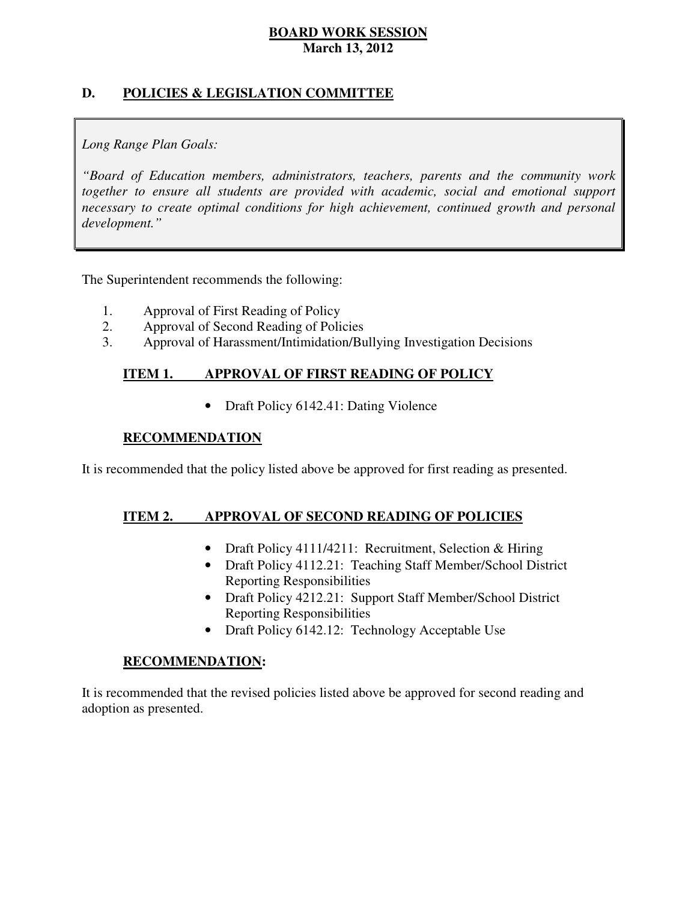## D. POLICIES & LEGISLATION COMMITTEE

*Long Range Plan Goals:*

*"Board of Education members, administrators, teachers, parents and the community work together to ensure all students are provided with academic, social and emotional support necessary to create optimal conditions for high achievement, continued growth and personal development."*

The Superintendent recommends the following:

1. Approval of First Reading of Policy
2. Approval of Second Reading of Policies
3. Approval of Harassment/Intimidation/Bullying Investigation Decisions

### ITEM 1. APPROVAL OF FIRST READING OF POLICY

- Draft Policy 6142.41: Dating Violence

**RECOMMENDATION**

It is recommended that the policy listed above be approved for first reading as presented.

### ITEM 2. APPROVAL OF SECOND READING OF POLICIES

- Draft Policy 4111/4211: Recruitment, Selection & Hiring
- Draft Policy 4112.21: Teaching Staff Member/School District Reporting Responsibilities
- Draft Policy 4212.21: Support Staff Member/School District Reporting Responsibilities
- Draft Policy 6142.12: Technology Acceptable Use

**RECOMMENDATION:**

It is recommended that the revised policies listed above be approved for second reading and adoption as presented.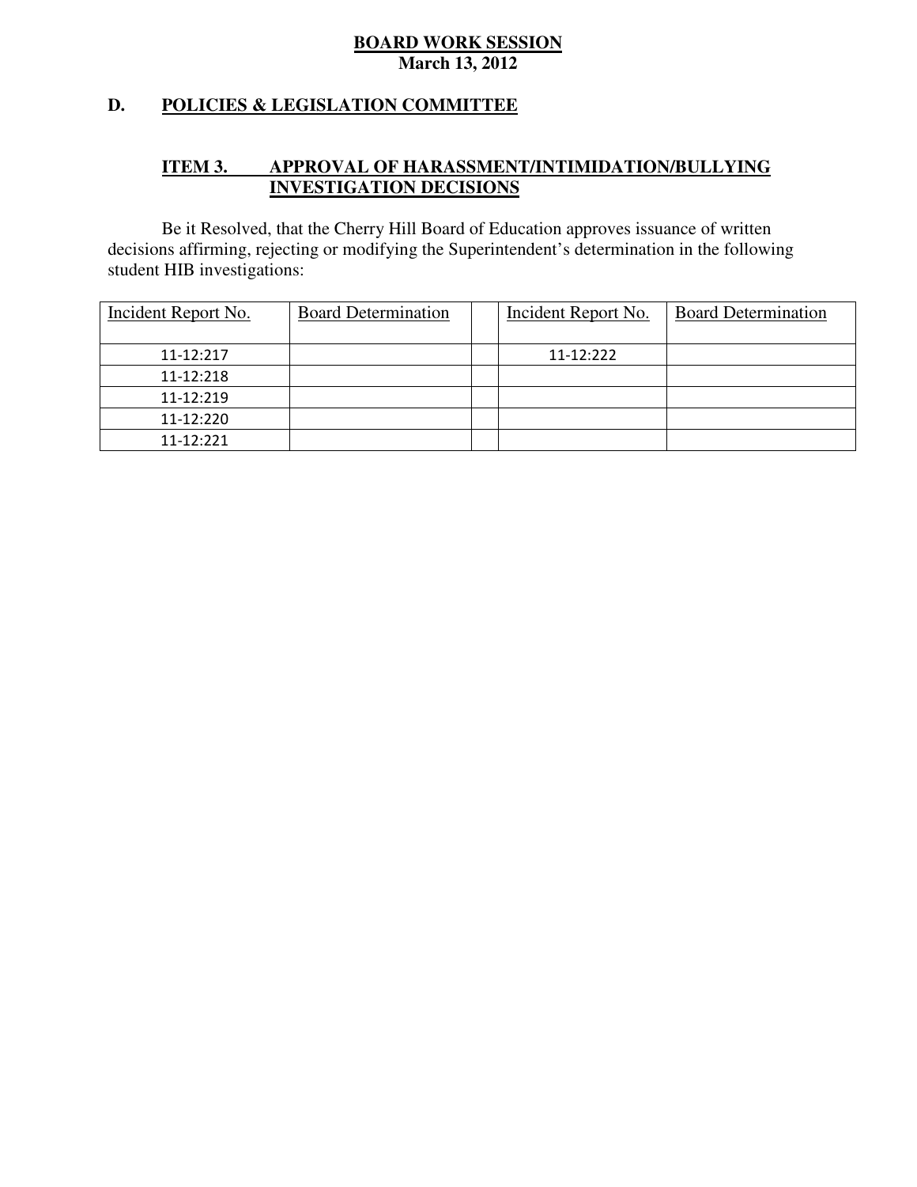**BOARD WORK SESSION**
**March 13, 2012**

## D. POLICIES & LEGISLATION COMMITTEE

### ITEM 3. APPROVAL OF HARASSMENT/INTIMIDATION/BULLYING INVESTIGATION DECISIONS

Be it Resolved, that the Cherry Hill Board of Education approves issuance of written decisions affirming, rejecting or modifying the Superintendent's determination in the following student HIB investigations:

| Incident Report No. | Board Determination | | Incident Report No. | Board Determination |
|---|---|---|---|---|
| 11-12:217 | | | 11-12:222 | |
| 11-12:218 | | | | |
| 11-12:219 | | | | |
| 11-12:220 | | | | |
| 11-12:221 | | | | |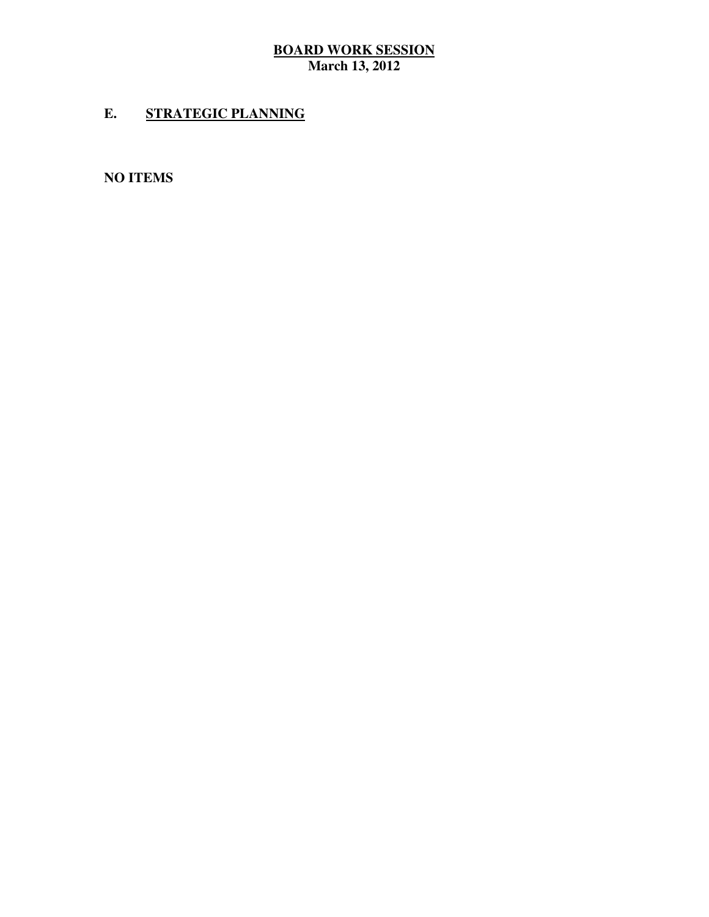**BOARD WORK SESSION**
**March 13, 2012**

## E. STRATEGIC PLANNING

**NO ITEMS**